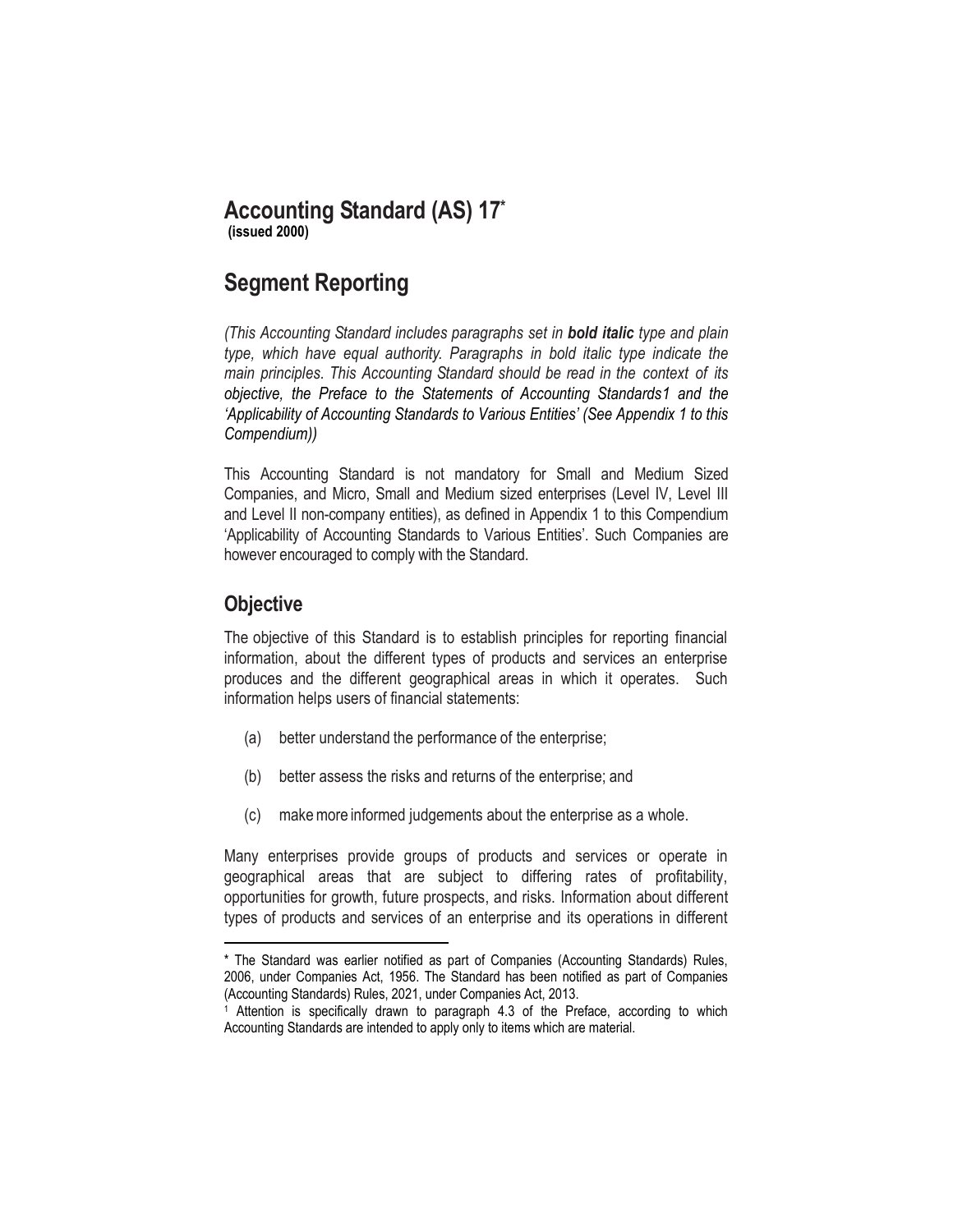# Accounting Standard (AS) 17*

**(issued 2000)**

# Segment Reporting

*(This Accounting Standard includes paragraphs set in **bold italic** type and plain type, which have equal authority. Paragraphs in bold italic type indicate the main principles. This Accounting Standard should be read in the context of its objective, the Preface to the Statements of Accounting Standards1 and the 'Applicability of Accounting Standards to Various Entities' (See Appendix 1 to this Compendium))*

This Accounting Standard is not mandatory for Small and Medium Sized Companies, and Micro, Small and Medium sized enterprises (Level IV, Level III and Level II non-company entities), as defined in Appendix 1 to this Compendium 'Applicability of Accounting Standards to Various Entities'. Such Companies are however encouraged to comply with the Standard.

## Objective

The objective of this Standard is to establish principles for reporting financial information, about the different types of products and services an enterprise produces and the different geographical areas in which it operates. Such information helps users of financial statements:

(a) better understand the performance of the enterprise;

(b) better assess the risks and returns of the enterprise; and

(c) make more informed judgements about the enterprise as a whole.

Many enterprises provide groups of products and services or operate in geographical areas that are subject to differing rates of profitability, opportunities for growth, future prospects, and risks. Information about different types of products and services of an enterprise and its operations in different

---

* The Standard was earlier notified as part of Companies (Accounting Standards) Rules, 2006, under Companies Act, 1956. The Standard has been notified as part of Companies (Accounting Standards) Rules, 2021, under Companies Act, 2013.

[1] Attention is specifically drawn to paragraph 4.3 of the Preface, according to which Accounting Standards are intended to apply only to items which are material.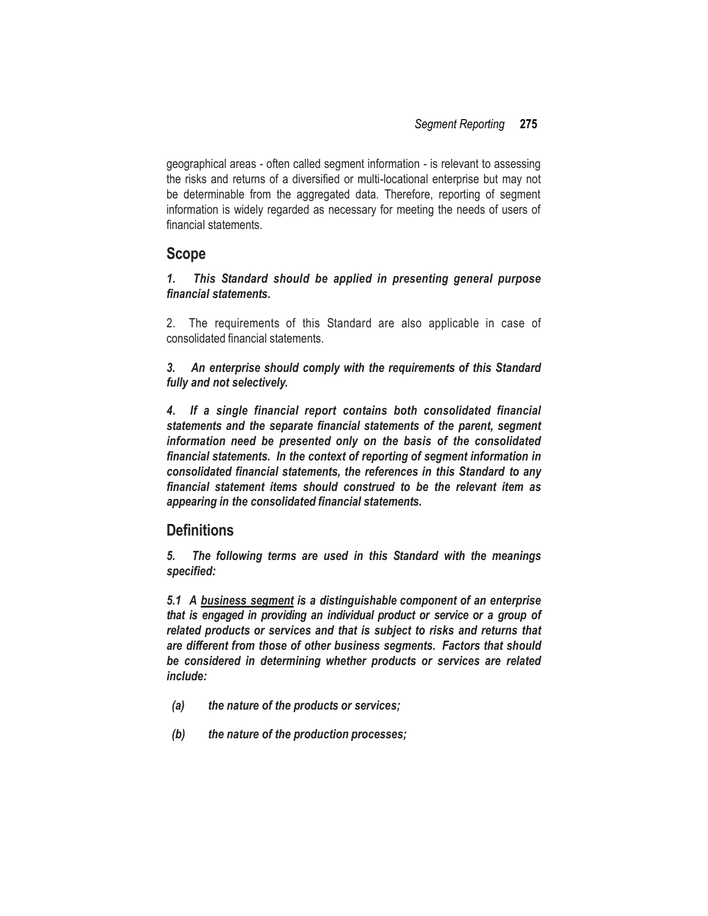geographical areas - often called segment information - is relevant to assessing the risks and returns of a diversified or multi-locational enterprise but may not be determinable from the aggregated data. Therefore, reporting of segment information is widely regarded as necessary for meeting the needs of users of financial statements.

## Scope

***1. This Standard should be applied in presenting general purpose financial statements.***

2. The requirements of this Standard are also applicable in case of consolidated financial statements.

***3. An enterprise should comply with the requirements of this Standard fully and not selectively.***

***4. If a single financial report contains both consolidated financial statements and the separate financial statements of the parent, segment information need be presented only on the basis of the consolidated financial statements. In the context of reporting of segment information in consolidated financial statements, the references in this Standard to any financial statement items should construed to be the relevant item as appearing in the consolidated financial statements.***

## Definitions

***5. The following terms are used in this Standard with the meanings specified:***

***5.1 A <u>business segment</u> is a distinguishable component of an enterprise that is engaged in providing an individual product or service or a group of related products or services and that is subject to risks and returns that are different from those of other business segments. Factors that should be considered in determining whether products or services are related include:***

***(a) the nature of the products or services;***

***(b) the nature of the production processes;***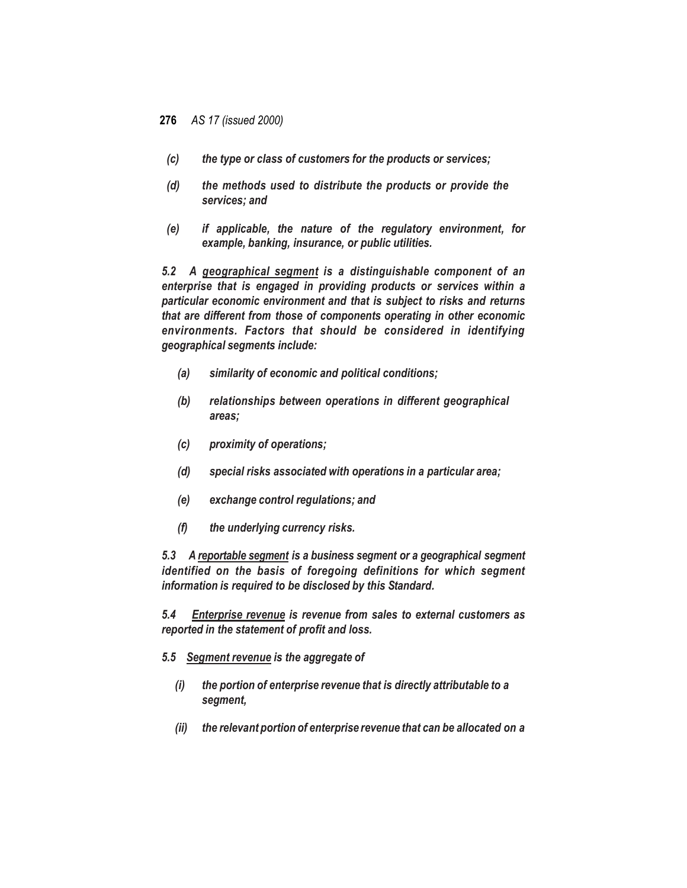*(c) the type or class of customers for the products or services;*

*(d) the methods used to distribute the products or provide the services; and*

*(e) if applicable, the nature of the regulatory environment, for example, banking, insurance, or public utilities.*

***5.2 A geographical segment is a distinguishable component of an enterprise that is engaged in providing products or services within a particular economic environment and that is subject to risks and returns that are different from those of components operating in other economic environments. Factors that should be considered in identifying geographical segments include:***

*(a) similarity of economic and political conditions;*

*(b) relationships between operations in different geographical areas;*

*(c) proximity of operations;*

*(d) special risks associated with operations in a particular area;*

*(e) exchange control regulations; and*

*(f) the underlying currency risks.*

***5.3 A reportable segment is a business segment or a geographical segment identified on the basis of foregoing definitions for which segment information is required to be disclosed by this Standard.***

***5.4 Enterprise revenue is revenue from sales to external customers as reported in the statement of profit and loss.***

***5.5 Segment revenue is the aggregate of***

*(i) the portion of enterprise revenue that is directly attributable to a segment,*

*(ii) the relevant portion of enterprise revenue that can be allocated on a*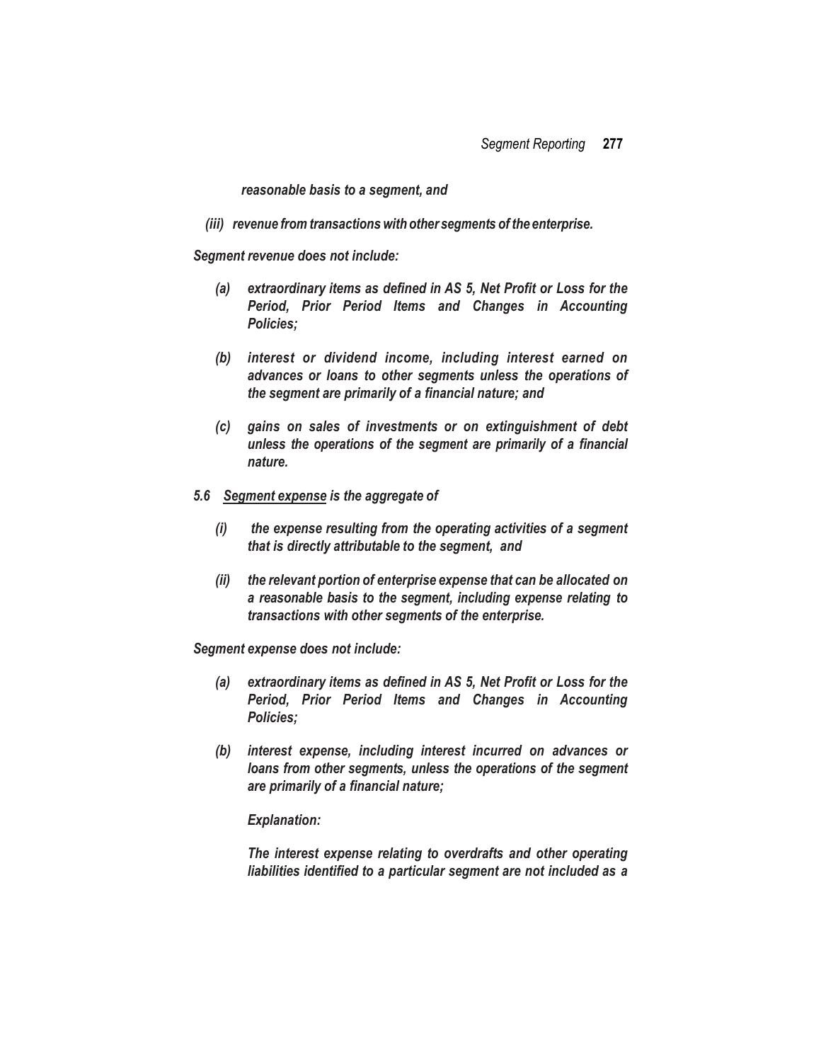*reasonable basis to a segment, and*

*(iii) revenue from transactions with other segments of the enterprise.*

*Segment revenue does not include:*

*(a) extraordinary items as defined in AS 5, Net Profit or Loss for the Period, Prior Period Items and Changes in Accounting Policies;*

*(b) interest or dividend income, including interest earned on advances or loans to other segments unless the operations of the segment are primarily of a financial nature; and*

*(c) gains on sales of investments or on extinguishment of debt unless the operations of the segment are primarily of a financial nature.*

*5.6 <u>Segment expense</u> is the aggregate of*

*(i) the expense resulting from the operating activities of a segment that is directly attributable to the segment, and*

*(ii) the relevant portion of enterprise expense that can be allocated on a reasonable basis to the segment, including expense relating to transactions with other segments of the enterprise.*

*Segment expense does not include:*

*(a) extraordinary items as defined in AS 5, Net Profit or Loss for the Period, Prior Period Items and Changes in Accounting Policies;*

*(b) interest expense, including interest incurred on advances or loans from other segments, unless the operations of the segment are primarily of a financial nature;*

*Explanation:*

*The interest expense relating to overdrafts and other operating liabilities identified to a particular segment are not included as a*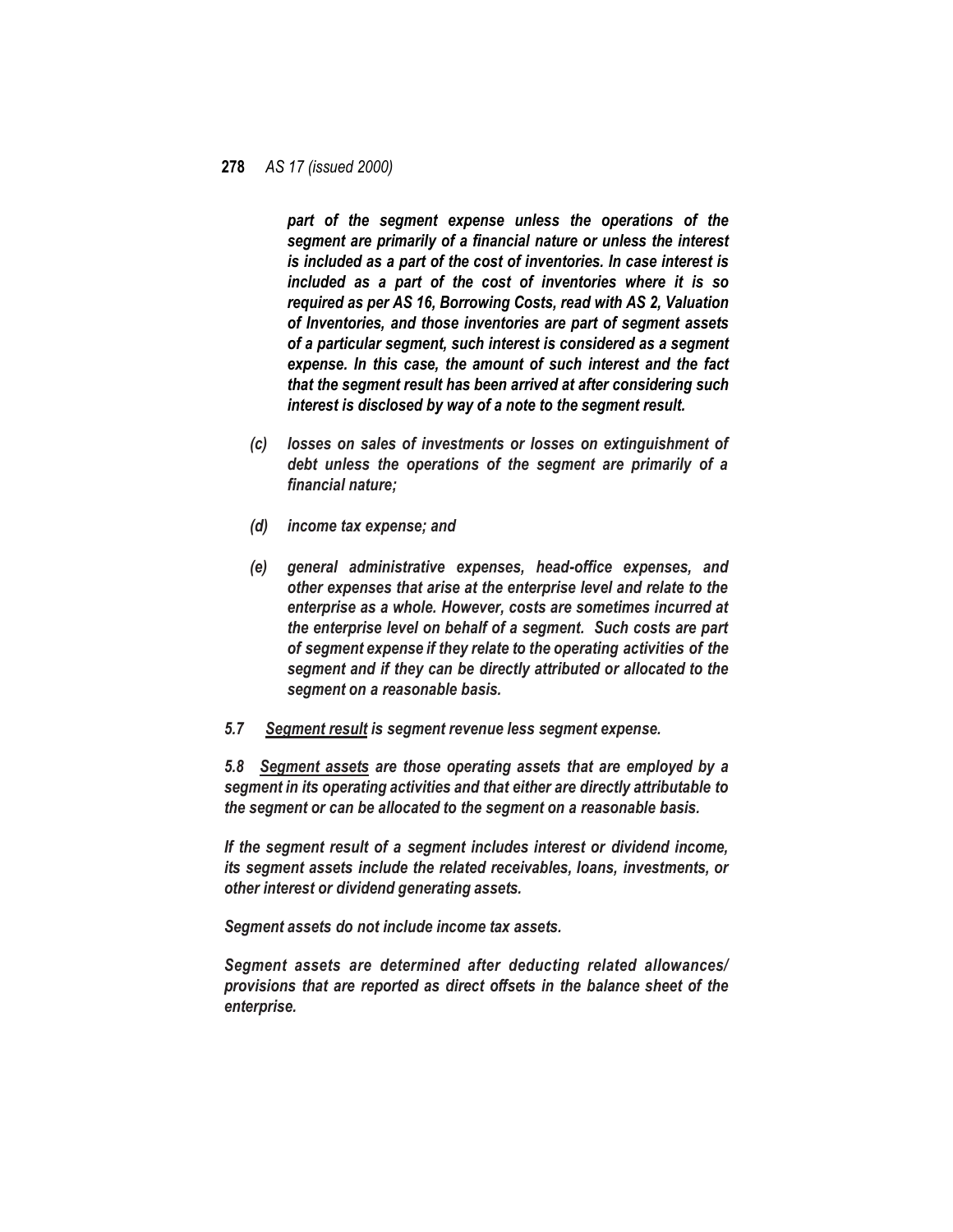*part of the segment expense unless the operations of the segment are primarily of a financial nature or unless the interest is included as a part of the cost of inventories. In case interest is included as a part of the cost of inventories where it is so required as per AS 16, Borrowing Costs, read with AS 2, Valuation of Inventories, and those inventories are part of segment assets of a particular segment, such interest is considered as a segment expense. In this case, the amount of such interest and the fact that the segment result has been arrived at after considering such interest is disclosed by way of a note to the segment result.*

*(c) losses on sales of investments or losses on extinguishment of debt unless the operations of the segment are primarily of a financial nature;*

*(d) income tax expense; and*

*(e) general administrative expenses, head-office expenses, and other expenses that arise at the enterprise level and relate to the enterprise as a whole. However, costs are sometimes incurred at the enterprise level on behalf of a segment. Such costs are part of segment expense if they relate to the operating activities of the segment and if they can be directly attributed or allocated to the segment on a reasonable basis.*

*5.7 Segment result is segment revenue less segment expense.*

*5.8 Segment assets are those operating assets that are employed by a segment in its operating activities and that either are directly attributable to the segment or can be allocated to the segment on a reasonable basis.*

*If the segment result of a segment includes interest or dividend income, its segment assets include the related receivables, loans, investments, or other interest or dividend generating assets.*

*Segment assets do not include income tax assets.*

*Segment assets are determined after deducting related allowances/provisions that are reported as direct offsets in the balance sheet of the enterprise.*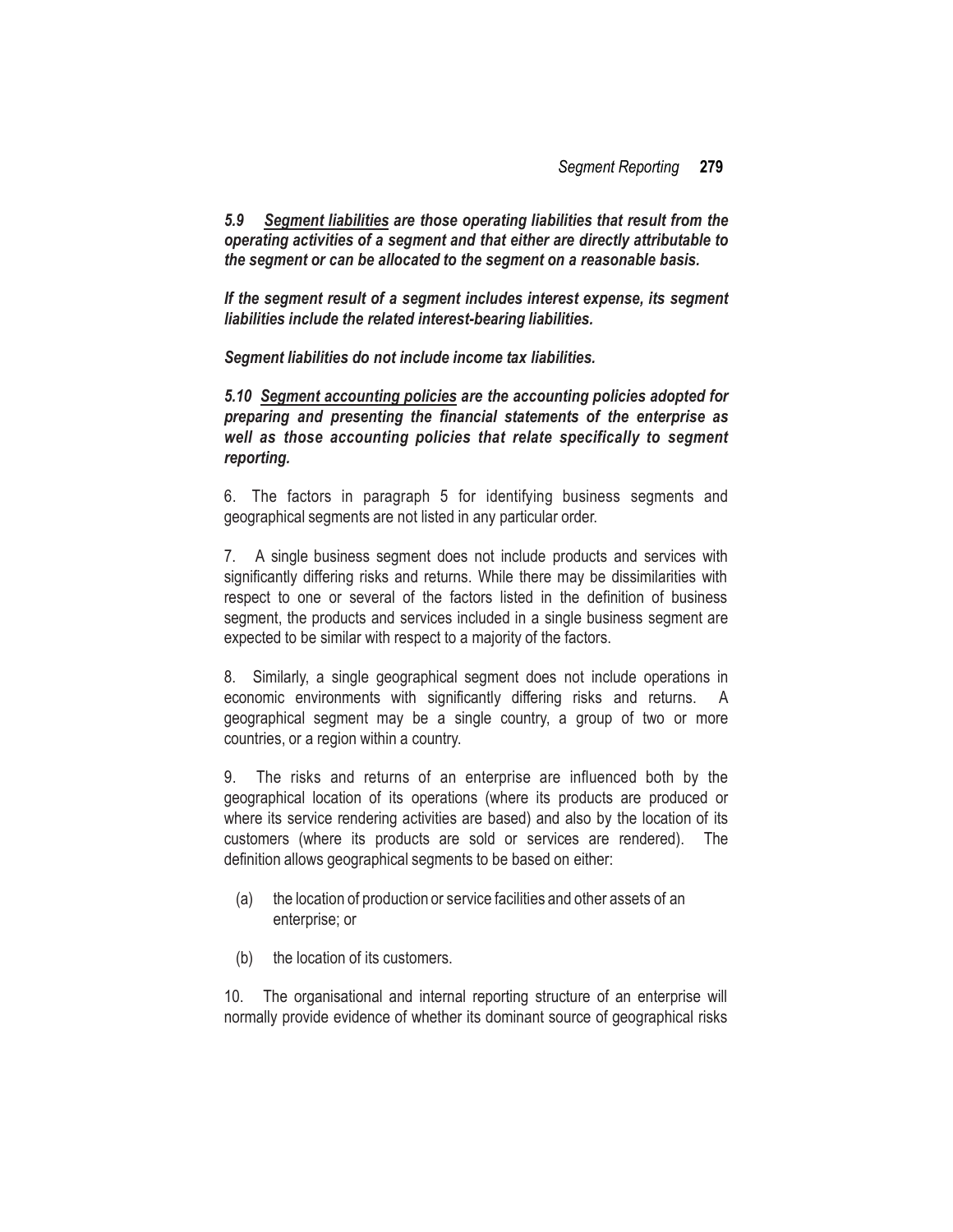***5.9 <u>Segment liabilities</u> are those operating liabilities that result from the operating activities of a segment and that either are directly attributable to the segment or can be allocated to the segment on a reasonable basis.***

***If the segment result of a segment includes interest expense, its segment liabilities include the related interest-bearing liabilities.***

***Segment liabilities do not include income tax liabilities.***

***5.10 <u>Segment accounting policies</u> are the accounting policies adopted for preparing and presenting the financial statements of the enterprise as well as those accounting policies that relate specifically to segment reporting.***

6. The factors in paragraph 5 for identifying business segments and geographical segments are not listed in any particular order.

7. A single business segment does not include products and services with significantly differing risks and returns. While there may be dissimilarities with respect to one or several of the factors listed in the definition of business segment, the products and services included in a single business segment are expected to be similar with respect to a majority of the factors.

8. Similarly, a single geographical segment does not include operations in economic environments with significantly differing risks and returns. A geographical segment may be a single country, a group of two or more countries, or a region within a country.

9. The risks and returns of an enterprise are influenced both by the geographical location of its operations (where its products are produced or where its service rendering activities are based) and also by the location of its customers (where its products are sold or services are rendered). The definition allows geographical segments to be based on either:

(a) the location of production or service facilities and other assets of an enterprise; or

(b) the location of its customers.

10. The organisational and internal reporting structure of an enterprise will normally provide evidence of whether its dominant source of geographical risks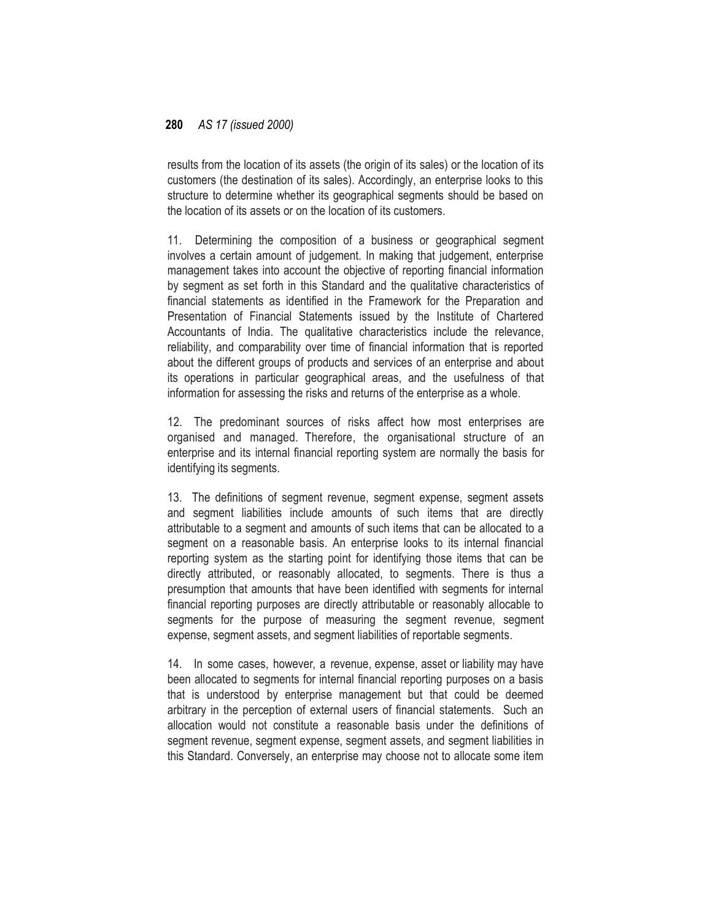results from the location of its assets (the origin of its sales) or the location of its customers (the destination of its sales). Accordingly, an enterprise looks to this structure to determine whether its geographical segments should be based on the location of its assets or on the location of its customers.

11. Determining the composition of a business or geographical segment involves a certain amount of judgement. In making that judgement, enterprise management takes into account the objective of reporting financial information by segment as set forth in this Standard and the qualitative characteristics of financial statements as identified in the Framework for the Preparation and Presentation of Financial Statements issued by the Institute of Chartered Accountants of India. The qualitative characteristics include the relevance, reliability, and comparability over time of financial information that is reported about the different groups of products and services of an enterprise and about its operations in particular geographical areas, and the usefulness of that information for assessing the risks and returns of the enterprise as a whole.

12. The predominant sources of risks affect how most enterprises are organised and managed. Therefore, the organisational structure of an enterprise and its internal financial reporting system are normally the basis for identifying its segments.

13. The definitions of segment revenue, segment expense, segment assets and segment liabilities include amounts of such items that are directly attributable to a segment and amounts of such items that can be allocated to a segment on a reasonable basis. An enterprise looks to its internal financial reporting system as the starting point for identifying those items that can be directly attributed, or reasonably allocated, to segments. There is thus a presumption that amounts that have been identified with segments for internal financial reporting purposes are directly attributable or reasonably allocable to segments for the purpose of measuring the segment revenue, segment expense, segment assets, and segment liabilities of reportable segments.

14. In some cases, however, a revenue, expense, asset or liability may have been allocated to segments for internal financial reporting purposes on a basis that is understood by enterprise management but that could be deemed arbitrary in the perception of external users of financial statements. Such an allocation would not constitute a reasonable basis under the definitions of segment revenue, segment expense, segment assets, and segment liabilities in this Standard. Conversely, an enterprise may choose not to allocate some item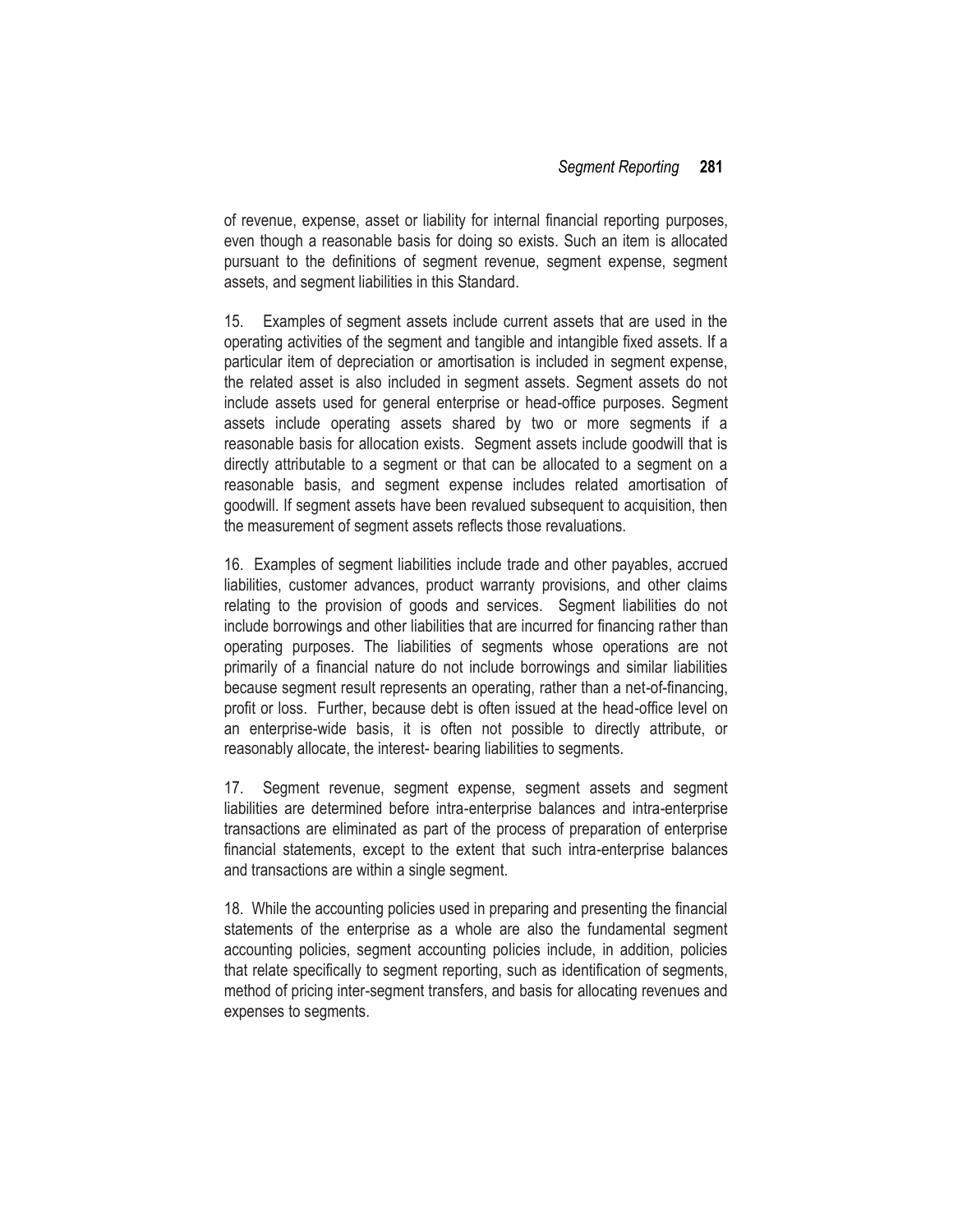of revenue, expense, asset or liability for internal financial reporting purposes, even though a reasonable basis for doing so exists. Such an item is allocated pursuant to the definitions of segment revenue, segment expense, segment assets, and segment liabilities in this Standard.

15. Examples of segment assets include current assets that are used in the operating activities of the segment and tangible and intangible fixed assets. If a particular item of depreciation or amortisation is included in segment expense, the related asset is also included in segment assets. Segment assets do not include assets used for general enterprise or head-office purposes. Segment assets include operating assets shared by two or more segments if a reasonable basis for allocation exists. Segment assets include goodwill that is directly attributable to a segment or that can be allocated to a segment on a reasonable basis, and segment expense includes related amortisation of goodwill. If segment assets have been revalued subsequent to acquisition, then the measurement of segment assets reflects those revaluations.

16. Examples of segment liabilities include trade and other payables, accrued liabilities, customer advances, product warranty provisions, and other claims relating to the provision of goods and services. Segment liabilities do not include borrowings and other liabilities that are incurred for financing rather than operating purposes. The liabilities of segments whose operations are not primarily of a financial nature do not include borrowings and similar liabilities because segment result represents an operating, rather than a net-of-financing, profit or loss. Further, because debt is often issued at the head-office level on an enterprise-wide basis, it is often not possible to directly attribute, or reasonably allocate, the interest- bearing liabilities to segments.

17. Segment revenue, segment expense, segment assets and segment liabilities are determined before intra-enterprise balances and intra-enterprise transactions are eliminated as part of the process of preparation of enterprise financial statements, except to the extent that such intra-enterprise balances and transactions are within a single segment.

18. While the accounting policies used in preparing and presenting the financial statements of the enterprise as a whole are also the fundamental segment accounting policies, segment accounting policies include, in addition, policies that relate specifically to segment reporting, such as identification of segments, method of pricing inter-segment transfers, and basis for allocating revenues and expenses to segments.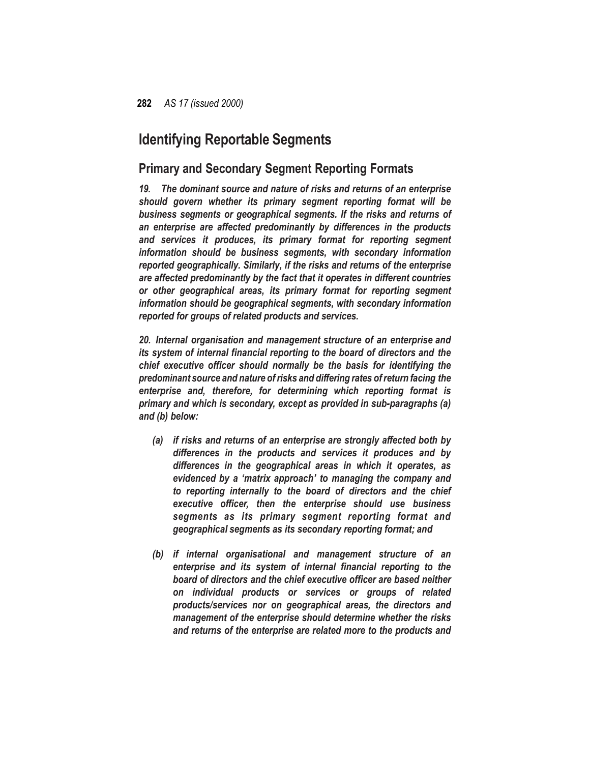## Identifying Reportable Segments

### Primary and Secondary Segment Reporting Formats

***19. The dominant source and nature of risks and returns of an enterprise should govern whether its primary segment reporting format will be business segments or geographical segments. If the risks and returns of an enterprise are affected predominantly by differences in the products and services it produces, its primary format for reporting segment information should be business segments, with secondary information reported geographically. Similarly, if the risks and returns of the enterprise are affected predominantly by the fact that it operates in different countries or other geographical areas, its primary format for reporting segment information should be geographical segments, with secondary information reported for groups of related products and services.***

***20. Internal organisation and management structure of an enterprise and its system of internal financial reporting to the board of directors and the chief executive officer should normally be the basis for identifying the predominant source and nature of risks and differing rates of return facing the enterprise and, therefore, for determining which reporting format is primary and which is secondary, except as provided in sub-paragraphs (a) and (b) below:***

- ***(a) if risks and returns of an enterprise are strongly affected both by differences in the products and services it produces and by differences in the geographical areas in which it operates, as evidenced by a 'matrix approach' to managing the company and to reporting internally to the board of directors and the chief executive officer, then the enterprise should use business segments as its primary segment reporting format and geographical segments as its secondary reporting format; and***

- ***(b) if internal organisational and management structure of an enterprise and its system of internal financial reporting to the board of directors and the chief executive officer are based neither on individual products or services or groups of related products/services nor on geographical areas, the directors and management of the enterprise should determine whether the risks and returns of the enterprise are related more to the products and***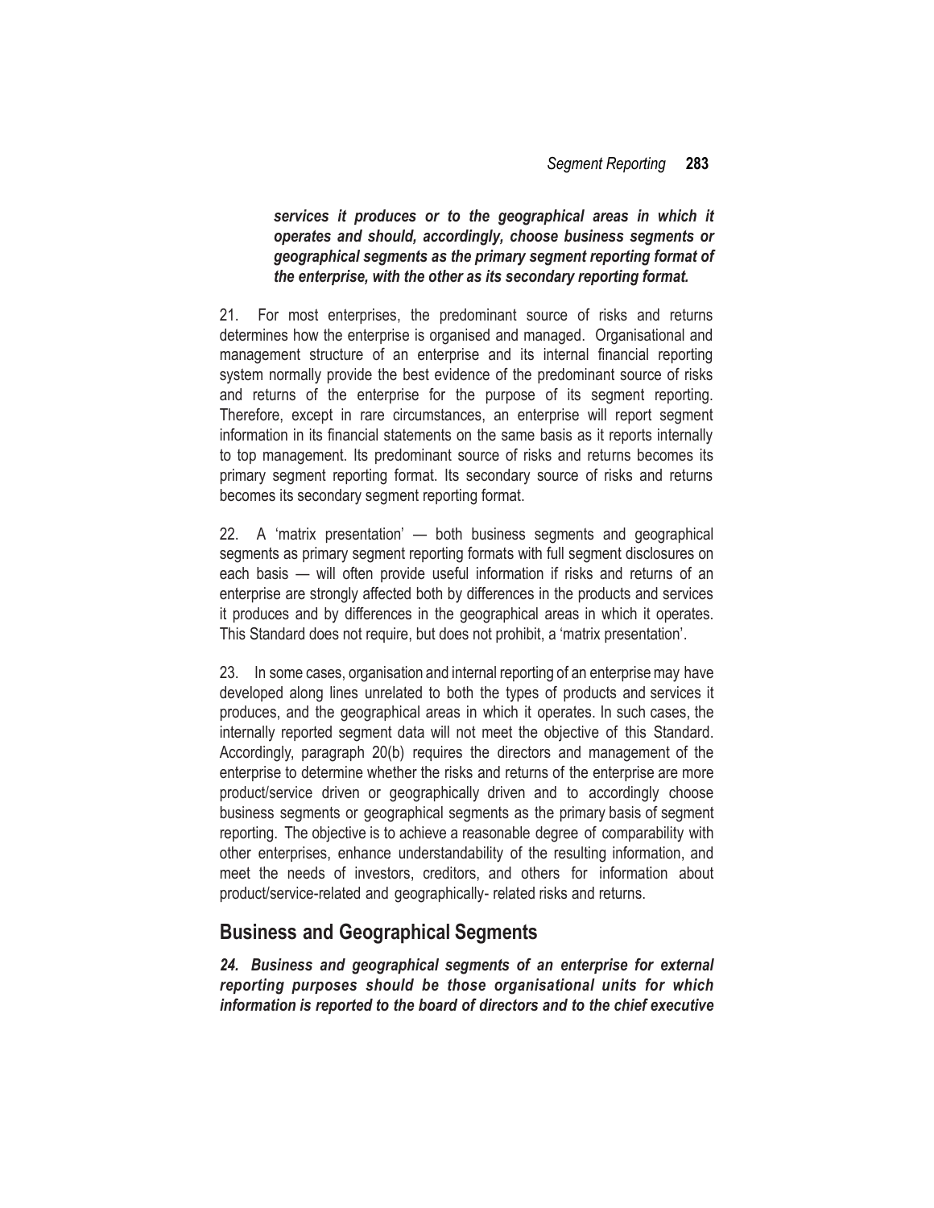***services it produces or to the geographical areas in which it operates and should, accordingly, choose business segments or geographical segments as the primary segment reporting format of the enterprise, with the other as its secondary reporting format.***

21. For most enterprises, the predominant source of risks and returns determines how the enterprise is organised and managed. Organisational and management structure of an enterprise and its internal financial reporting system normally provide the best evidence of the predominant source of risks and returns of the enterprise for the purpose of its segment reporting. Therefore, except in rare circumstances, an enterprise will report segment information in its financial statements on the same basis as it reports internally to top management. Its predominant source of risks and returns becomes its primary segment reporting format. Its secondary source of risks and returns becomes its secondary segment reporting format.

22. A 'matrix presentation' — both business segments and geographical segments as primary segment reporting formats with full segment disclosures on each basis — will often provide useful information if risks and returns of an enterprise are strongly affected both by differences in the products and services it produces and by differences in the geographical areas in which it operates. This Standard does not require, but does not prohibit, a 'matrix presentation'.

23. In some cases, organisation and internal reporting of an enterprise may have developed along lines unrelated to both the types of products and services it produces, and the geographical areas in which it operates. In such cases, the internally reported segment data will not meet the objective of this Standard. Accordingly, paragraph 20(b) requires the directors and management of the enterprise to determine whether the risks and returns of the enterprise are more product/service driven or geographically driven and to accordingly choose business segments or geographical segments as the primary basis of segment reporting. The objective is to achieve a reasonable degree of comparability with other enterprises, enhance understandability of the resulting information, and meet the needs of investors, creditors, and others for information about product/service-related and geographically- related risks and returns.

## Business and Geographical Segments

***24. Business and geographical segments of an enterprise for external reporting purposes should be those organisational units for which information is reported to the board of directors and to the chief executive***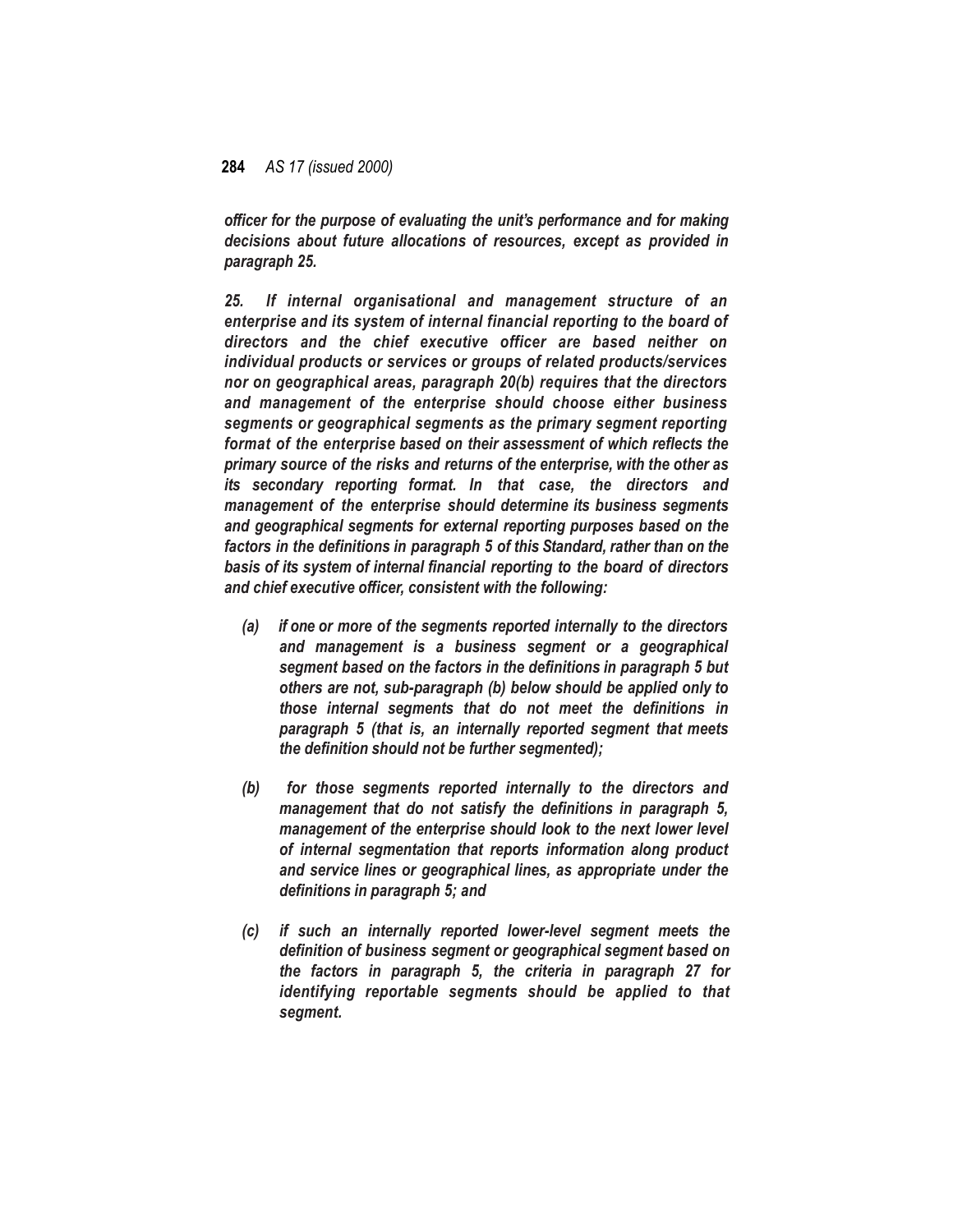***officer for the purpose of evaluating the unit's performance and for making decisions about future allocations of resources, except as provided in paragraph 25.***

***25. If internal organisational and management structure of an enterprise and its system of internal financial reporting to the board of directors and the chief executive officer are based neither on individual products or services or groups of related products/services nor on geographical areas, paragraph 20(b) requires that the directors and management of the enterprise should choose either business segments or geographical segments as the primary segment reporting format of the enterprise based on their assessment of which reflects the primary source of the risks and returns of the enterprise, with the other as its secondary reporting format. In that case, the directors and management of the enterprise should determine its business segments and geographical segments for external reporting purposes based on the factors in the definitions in paragraph 5 of this Standard, rather than on the basis of its system of internal financial reporting to the board of directors and chief executive officer, consistent with the following:***

***(a) if one or more of the segments reported internally to the directors and management is a business segment or a geographical segment based on the factors in the definitions in paragraph 5 but others are not, sub-paragraph (b) below should be applied only to those internal segments that do not meet the definitions in paragraph 5 (that is, an internally reported segment that meets the definition should not be further segmented);***

***(b) for those segments reported internally to the directors and management that do not satisfy the definitions in paragraph 5, management of the enterprise should look to the next lower level of internal segmentation that reports information along product and service lines or geographical lines, as appropriate under the definitions in paragraph 5; and***

***(c) if such an internally reported lower-level segment meets the definition of business segment or geographical segment based on the factors in paragraph 5, the criteria in paragraph 27 for identifying reportable segments should be applied to that segment.***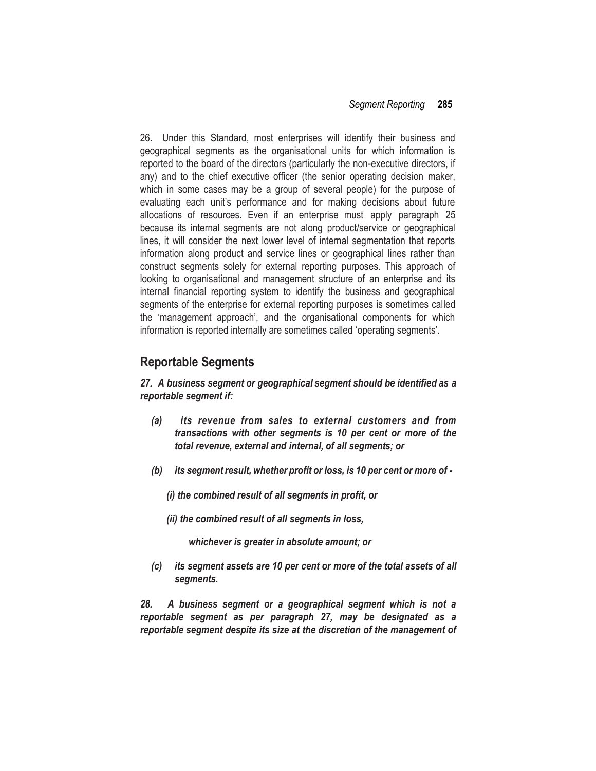26. Under this Standard, most enterprises will identify their business and geographical segments as the organisational units for which information is reported to the board of the directors (particularly the non-executive directors, if any) and to the chief executive officer (the senior operating decision maker, which in some cases may be a group of several people) for the purpose of evaluating each unit's performance and for making decisions about future allocations of resources. Even if an enterprise must apply paragraph 25 because its internal segments are not along product/service or geographical lines, it will consider the next lower level of internal segmentation that reports information along product and service lines or geographical lines rather than construct segments solely for external reporting purposes. This approach of looking to organisational and management structure of an enterprise and its internal financial reporting system to identify the business and geographical segments of the enterprise for external reporting purposes is sometimes called the 'management approach', and the organisational components for which information is reported internally are sometimes called 'operating segments'.

## Reportable Segments

***27. A business segment or geographical segment should be identified as a reportable segment if:***

- ***(a) its revenue from sales to external customers and from transactions with other segments is 10 per cent or more of the total revenue, external and internal, of all segments; or***
- ***(b) its segment result, whether profit or loss, is 10 per cent or more of -***
  - ***(i) the combined result of all segments in profit, or***
  - ***(ii) the combined result of all segments in loss,***

  ***whichever is greater in absolute amount; or***
- ***(c) its segment assets are 10 per cent or more of the total assets of all segments.***

***28. A business segment or a geographical segment which is not a reportable segment as per paragraph 27, may be designated as a reportable segment despite its size at the discretion of the management of***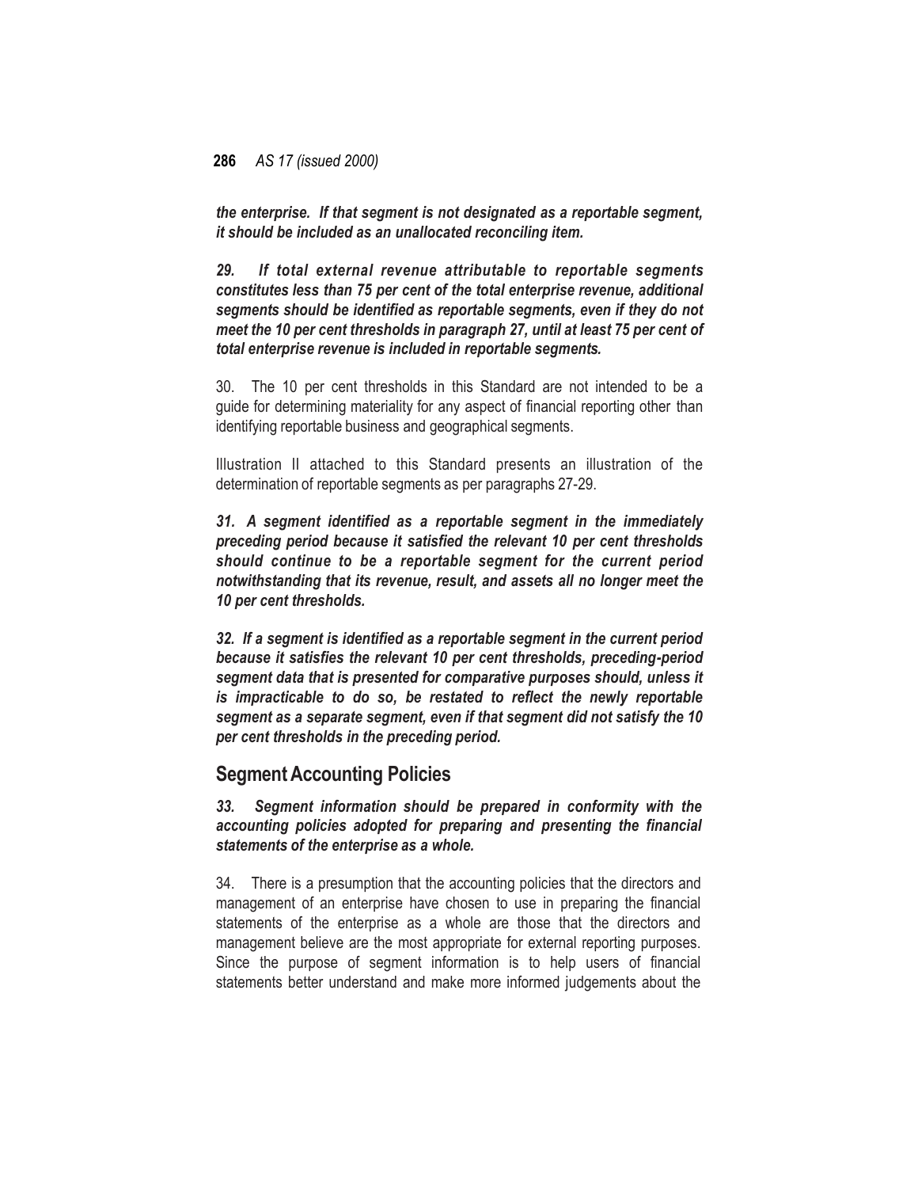***the enterprise. If that segment is not designated as a reportable segment, it should be included as an unallocated reconciling item.***

***29. If total external revenue attributable to reportable segments constitutes less than 75 per cent of the total enterprise revenue, additional segments should be identified as reportable segments, even if they do not meet the 10 per cent thresholds in paragraph 27, until at least 75 per cent of total enterprise revenue is included in reportable segments.***

30. The 10 per cent thresholds in this Standard are not intended to be a guide for determining materiality for any aspect of financial reporting other than identifying reportable business and geographical segments.

Illustration II attached to this Standard presents an illustration of the determination of reportable segments as per paragraphs 27-29.

***31. A segment identified as a reportable segment in the immediately preceding period because it satisfied the relevant 10 per cent thresholds should continue to be a reportable segment for the current period notwithstanding that its revenue, result, and assets all no longer meet the 10 per cent thresholds.***

***32. If a segment is identified as a reportable segment in the current period because it satisfies the relevant 10 per cent thresholds, preceding-period segment data that is presented for comparative purposes should, unless it is impracticable to do so, be restated to reflect the newly reportable segment as a separate segment, even if that segment did not satisfy the 10 per cent thresholds in the preceding period.***

## Segment Accounting Policies

***33. Segment information should be prepared in conformity with the accounting policies adopted for preparing and presenting the financial statements of the enterprise as a whole.***

34. There is a presumption that the accounting policies that the directors and management of an enterprise have chosen to use in preparing the financial statements of the enterprise as a whole are those that the directors and management believe are the most appropriate for external reporting purposes. Since the purpose of segment information is to help users of financial statements better understand and make more informed judgements about the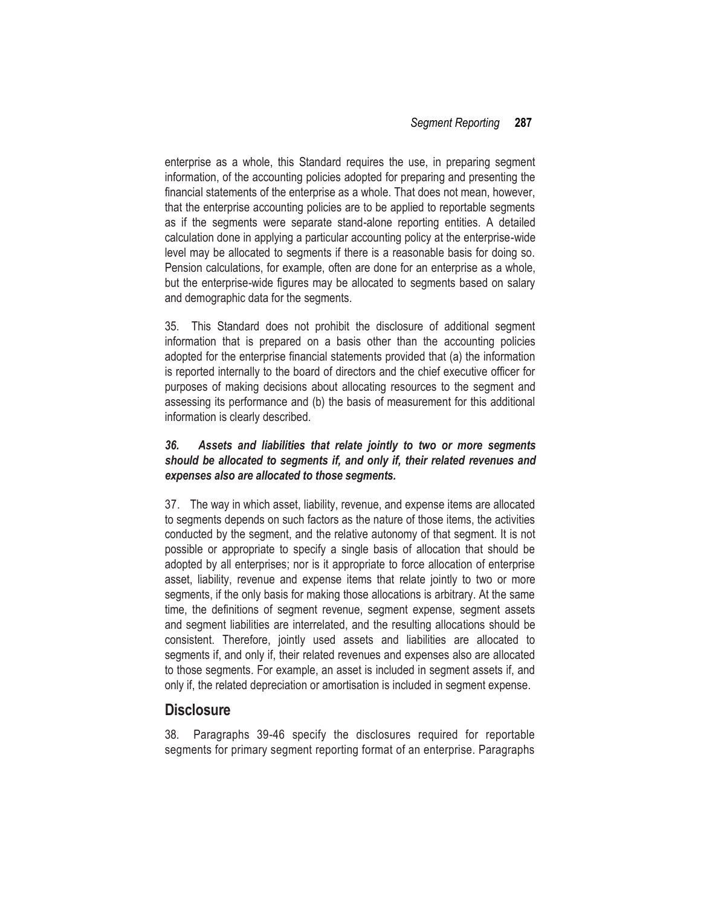enterprise as a whole, this Standard requires the use, in preparing segment information, of the accounting policies adopted for preparing and presenting the financial statements of the enterprise as a whole. That does not mean, however, that the enterprise accounting policies are to be applied to reportable segments as if the segments were separate stand-alone reporting entities. A detailed calculation done in applying a particular accounting policy at the enterprise-wide level may be allocated to segments if there is a reasonable basis for doing so. Pension calculations, for example, often are done for an enterprise as a whole, but the enterprise-wide figures may be allocated to segments based on salary and demographic data for the segments.

35. This Standard does not prohibit the disclosure of additional segment information that is prepared on a basis other than the accounting policies adopted for the enterprise financial statements provided that (a) the information is reported internally to the board of directors and the chief executive officer for purposes of making decisions about allocating resources to the segment and assessing its performance and (b) the basis of measurement for this additional information is clearly described.

***36. Assets and liabilities that relate jointly to two or more segments should be allocated to segments if, and only if, their related revenues and expenses also are allocated to those segments.***

37. The way in which asset, liability, revenue, and expense items are allocated to segments depends on such factors as the nature of those items, the activities conducted by the segment, and the relative autonomy of that segment. It is not possible or appropriate to specify a single basis of allocation that should be adopted by all enterprises; nor is it appropriate to force allocation of enterprise asset, liability, revenue and expense items that relate jointly to two or more segments, if the only basis for making those allocations is arbitrary. At the same time, the definitions of segment revenue, segment expense, segment assets and segment liabilities are interrelated, and the resulting allocations should be consistent. Therefore, jointly used assets and liabilities are allocated to segments if, and only if, their related revenues and expenses also are allocated to those segments. For example, an asset is included in segment assets if, and only if, the related depreciation or amortisation is included in segment expense.

## Disclosure

38. Paragraphs 39-46 specify the disclosures required for reportable segments for primary segment reporting format of an enterprise. Paragraphs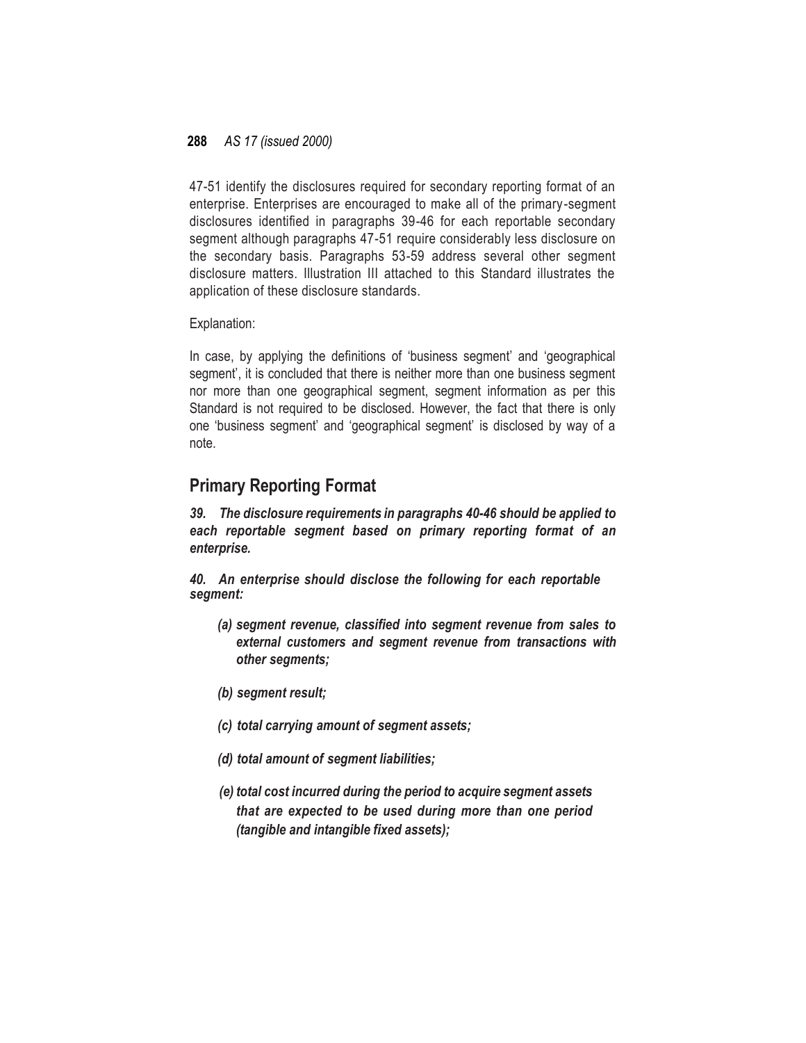47-51 identify the disclosures required for secondary reporting format of an enterprise. Enterprises are encouraged to make all of the primary-segment disclosures identified in paragraphs 39-46 for each reportable secondary segment although paragraphs 47-51 require considerably less disclosure on the secondary basis. Paragraphs 53-59 address several other segment disclosure matters. Illustration III attached to this Standard illustrates the application of these disclosure standards.

Explanation:

In case, by applying the definitions of 'business segment' and 'geographical segment', it is concluded that there is neither more than one business segment nor more than one geographical segment, segment information as per this Standard is not required to be disclosed. However, the fact that there is only one 'business segment' and 'geographical segment' is disclosed by way of a note.

## Primary Reporting Format

***39. The disclosure requirements in paragraphs 40-46 should be applied to each reportable segment based on primary reporting format of an enterprise.***

***40. An enterprise should disclose the following for each reportable segment:***

- ***(a) segment revenue, classified into segment revenue from sales to external customers and segment revenue from transactions with other segments;***
- ***(b) segment result;***
- ***(c) total carrying amount of segment assets;***
- ***(d) total amount of segment liabilities;***
- ***(e) total cost incurred during the period to acquire segment assets that are expected to be used during more than one period (tangible and intangible fixed assets);***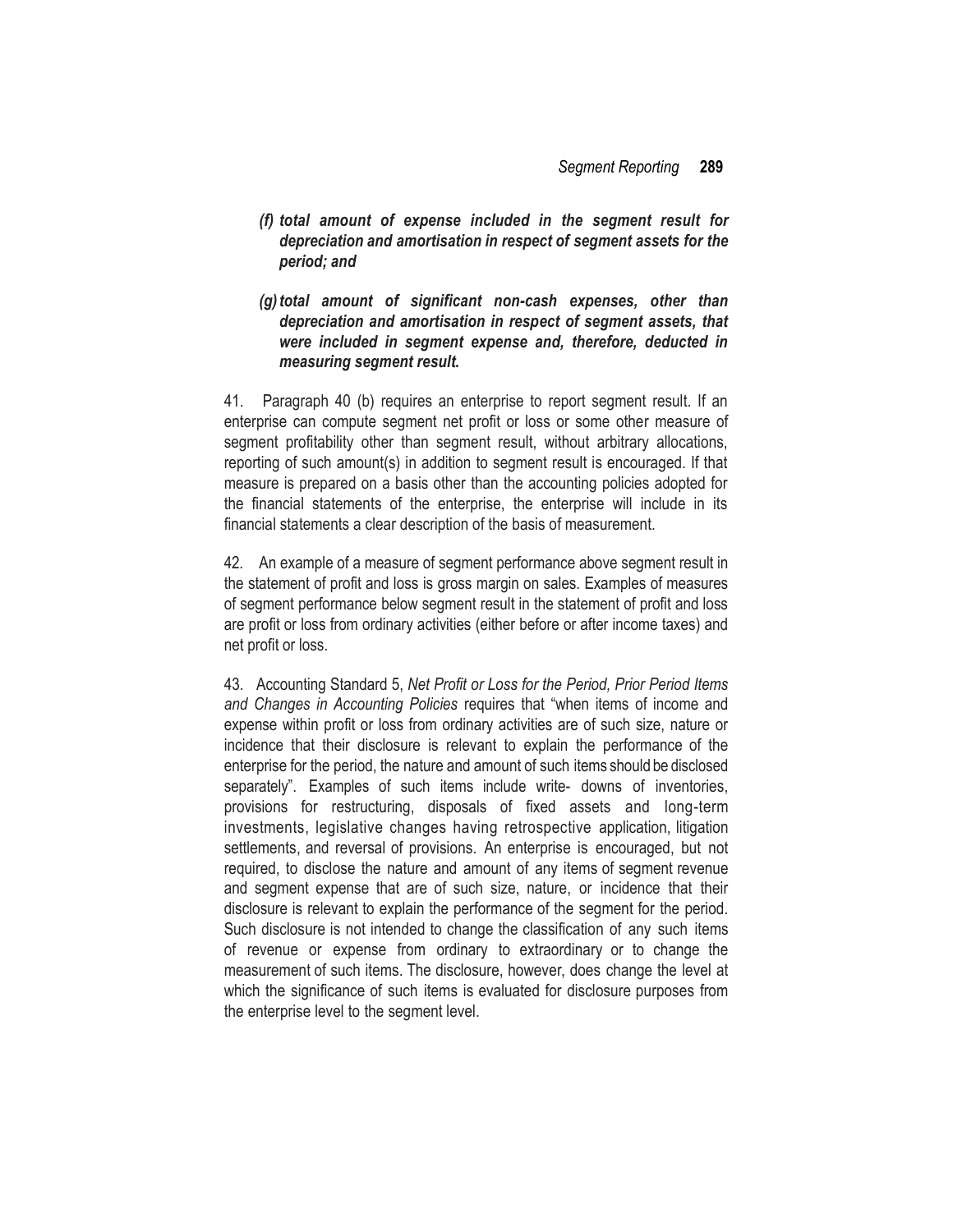*(f) **total amount of expense included in the segment result for depreciation and amortisation in respect of segment assets for the period; and***

*(g) **total amount of significant non-cash expenses, other than depreciation and amortisation in respect of segment assets, that were included in segment expense and, therefore, deducted in measuring segment result.***

41. Paragraph 40 (b) requires an enterprise to report segment result. If an enterprise can compute segment net profit or loss or some other measure of segment profitability other than segment result, without arbitrary allocations, reporting of such amount(s) in addition to segment result is encouraged. If that measure is prepared on a basis other than the accounting policies adopted for the financial statements of the enterprise, the enterprise will include in its financial statements a clear description of the basis of measurement.

42. An example of a measure of segment performance above segment result in the statement of profit and loss is gross margin on sales. Examples of measures of segment performance below segment result in the statement of profit and loss are profit or loss from ordinary activities (either before or after income taxes) and net profit or loss.

43. Accounting Standard 5, *Net Profit or Loss for the Period, Prior Period Items and Changes in Accounting Policies* requires that "when items of income and expense within profit or loss from ordinary activities are of such size, nature or incidence that their disclosure is relevant to explain the performance of the enterprise for the period, the nature and amount of such items should be disclosed separately". Examples of such items include write- downs of inventories, provisions for restructuring, disposals of fixed assets and long-term investments, legislative changes having retrospective application, litigation settlements, and reversal of provisions. An enterprise is encouraged, but not required, to disclose the nature and amount of any items of segment revenue and segment expense that are of such size, nature, or incidence that their disclosure is relevant to explain the performance of the segment for the period. Such disclosure is not intended to change the classification of any such items of revenue or expense from ordinary to extraordinary or to change the measurement of such items. The disclosure, however, does change the level at which the significance of such items is evaluated for disclosure purposes from the enterprise level to the segment level.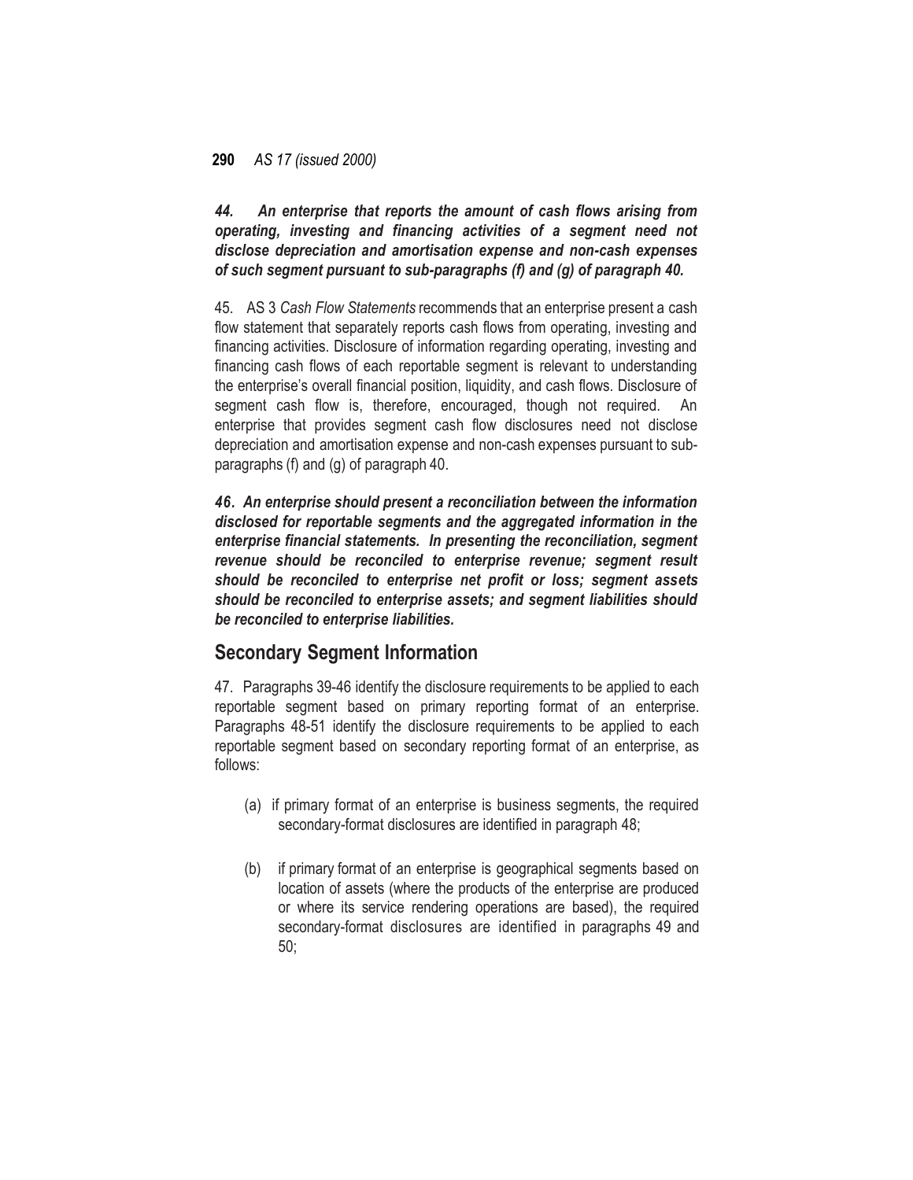***44. An enterprise that reports the amount of cash flows arising from operating, investing and financing activities of a segment need not disclose depreciation and amortisation expense and non-cash expenses of such segment pursuant to sub-paragraphs (f) and (g) of paragraph 40.***

45. AS 3 *Cash Flow Statements* recommends that an enterprise present a cash flow statement that separately reports cash flows from operating, investing and financing activities. Disclosure of information regarding operating, investing and financing cash flows of each reportable segment is relevant to understanding the enterprise's overall financial position, liquidity, and cash flows. Disclosure of segment cash flow is, therefore, encouraged, though not required. An enterprise that provides segment cash flow disclosures need not disclose depreciation and amortisation expense and non-cash expenses pursuant to sub-paragraphs (f) and (g) of paragraph 40.

***46. An enterprise should present a reconciliation between the information disclosed for reportable segments and the aggregated information in the enterprise financial statements. In presenting the reconciliation, segment revenue should be reconciled to enterprise revenue; segment result should be reconciled to enterprise net profit or loss; segment assets should be reconciled to enterprise assets; and segment liabilities should be reconciled to enterprise liabilities.***

## Secondary Segment Information

47. Paragraphs 39-46 identify the disclosure requirements to be applied to each reportable segment based on primary reporting format of an enterprise. Paragraphs 48-51 identify the disclosure requirements to be applied to each reportable segment based on secondary reporting format of an enterprise, as follows:

(a) if primary format of an enterprise is business segments, the required secondary-format disclosures are identified in paragraph 48;

(b) if primary format of an enterprise is geographical segments based on location of assets (where the products of the enterprise are produced or where its service rendering operations are based), the required secondary-format disclosures are identified in paragraphs 49 and 50;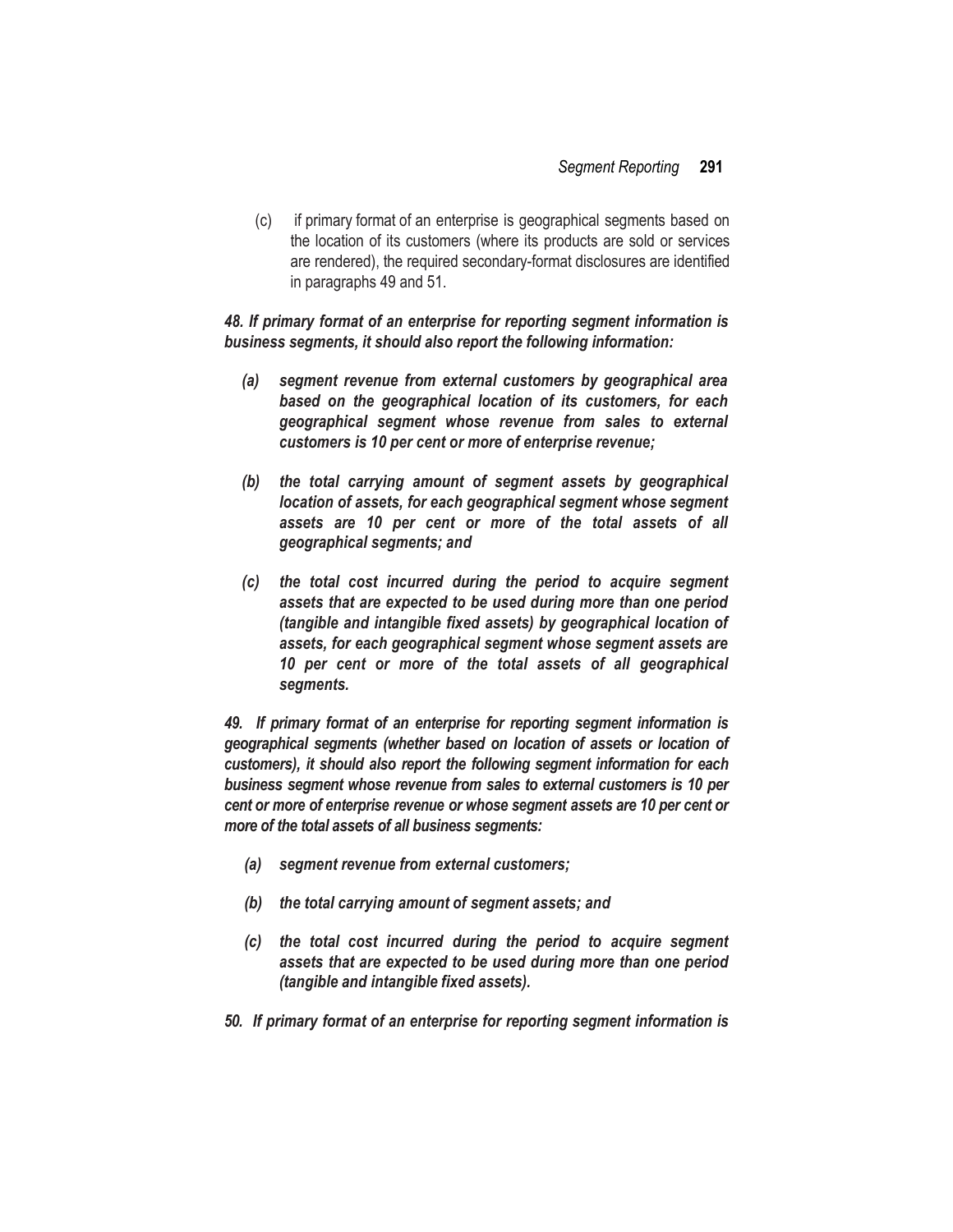(c) if primary format of an enterprise is geographical segments based on the location of its customers (where its products are sold or services are rendered), the required secondary-format disclosures are identified in paragraphs 49 and 51.

***48. If primary format of an enterprise for reporting segment information is business segments, it should also report the following information:***

***(a) segment revenue from external customers by geographical area based on the geographical location of its customers, for each geographical segment whose revenue from sales to external customers is 10 per cent or more of enterprise revenue;***

***(b) the total carrying amount of segment assets by geographical location of assets, for each geographical segment whose segment assets are 10 per cent or more of the total assets of all geographical segments; and***

***(c) the total cost incurred during the period to acquire segment assets that are expected to be used during more than one period (tangible and intangible fixed assets) by geographical location of assets, for each geographical segment whose segment assets are 10 per cent or more of the total assets of all geographical segments.***

***49. If primary format of an enterprise for reporting segment information is geographical segments (whether based on location of assets or location of customers), it should also report the following segment information for each business segment whose revenue from sales to external customers is 10 per cent or more of enterprise revenue or whose segment assets are 10 per cent or more of the total assets of all business segments:***

***(a) segment revenue from external customers;***

***(b) the total carrying amount of segment assets; and***

***(c) the total cost incurred during the period to acquire segment assets that are expected to be used during more than one period (tangible and intangible fixed assets).***

***50. If primary format of an enterprise for reporting segment information is***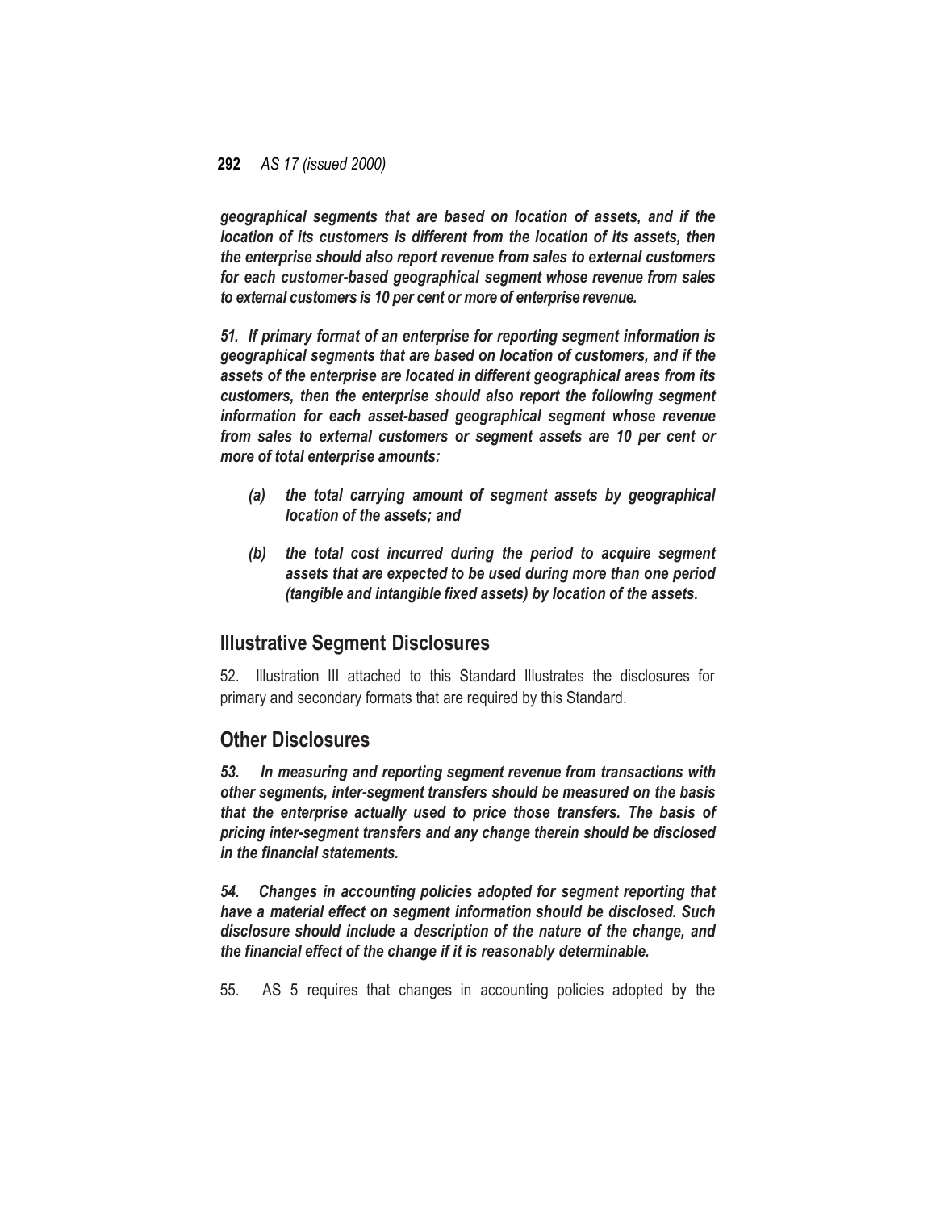*geographical segments that are based on location of assets, and if the location of its customers is different from the location of its assets, then the enterprise should also report revenue from sales to external customers for each customer-based geographical segment whose revenue from sales to external customers is 10 per cent or more of enterprise revenue.*

***51. If primary format of an enterprise for reporting segment information is geographical segments that are based on location of customers, and if the assets of the enterprise are located in different geographical areas from its customers, then the enterprise should also report the following segment information for each asset-based geographical segment whose revenue from sales to external customers or segment assets are 10 per cent or more of total enterprise amounts:***

- ***(a) the total carrying amount of segment assets by geographical location of the assets; and***
- ***(b) the total cost incurred during the period to acquire segment assets that are expected to be used during more than one period (tangible and intangible fixed assets) by location of the assets.***

## Illustrative Segment Disclosures

52. Illustration III attached to this Standard Illustrates the disclosures for primary and secondary formats that are required by this Standard.

## Other Disclosures

***53. In measuring and reporting segment revenue from transactions with other segments, inter-segment transfers should be measured on the basis that the enterprise actually used to price those transfers. The basis of pricing inter-segment transfers and any change therein should be disclosed in the financial statements.***

***54. Changes in accounting policies adopted for segment reporting that have a material effect on segment information should be disclosed. Such disclosure should include a description of the nature of the change, and the financial effect of the change if it is reasonably determinable.***

55. AS 5 requires that changes in accounting policies adopted by the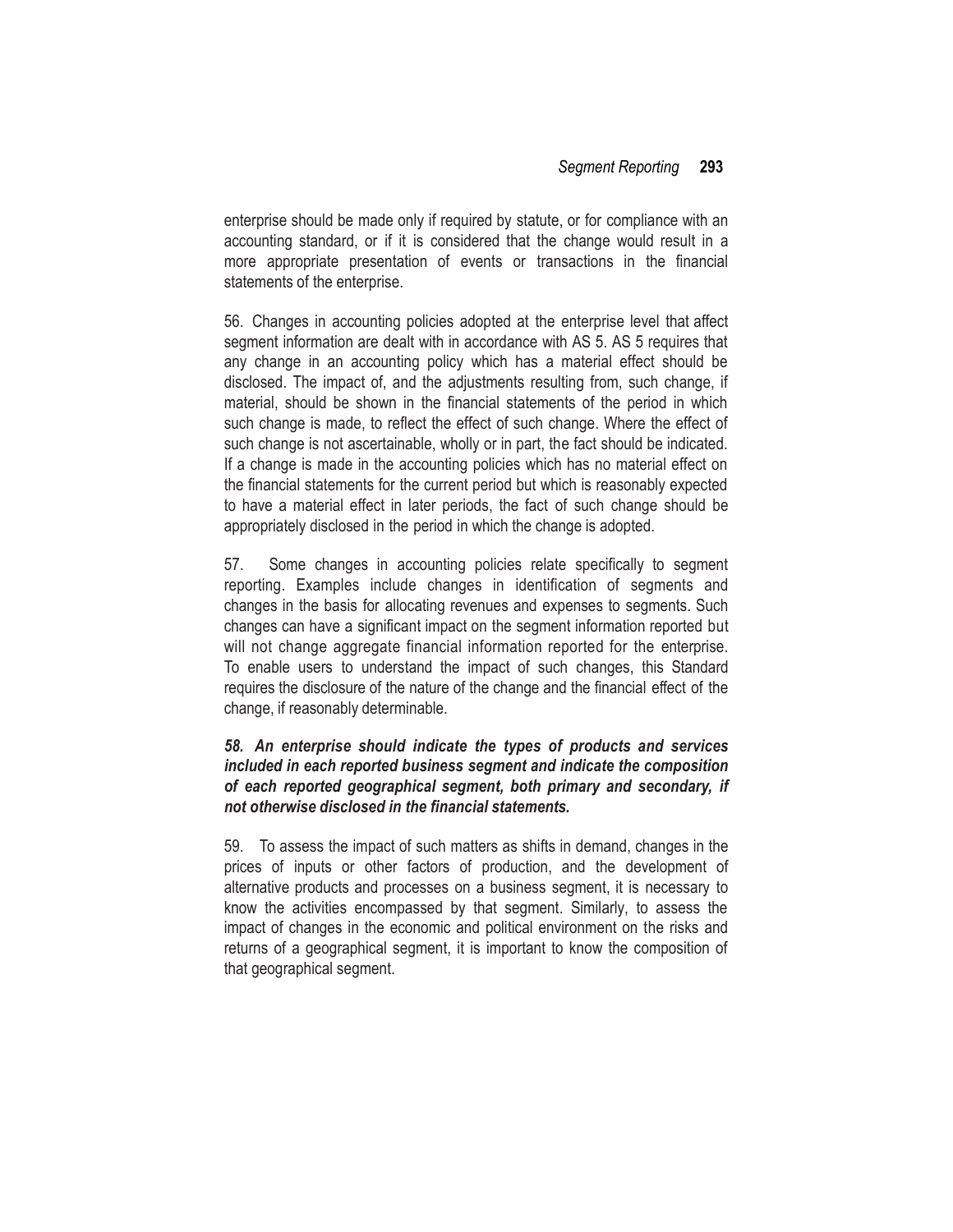enterprise should be made only if required by statute, or for compliance with an accounting standard, or if it is considered that the change would result in a more appropriate presentation of events or transactions in the financial statements of the enterprise.

56. Changes in accounting policies adopted at the enterprise level that affect segment information are dealt with in accordance with AS 5. AS 5 requires that any change in an accounting policy which has a material effect should be disclosed. The impact of, and the adjustments resulting from, such change, if material, should be shown in the financial statements of the period in which such change is made, to reflect the effect of such change. Where the effect of such change is not ascertainable, wholly or in part, the fact should be indicated. If a change is made in the accounting policies which has no material effect on the financial statements for the current period but which is reasonably expected to have a material effect in later periods, the fact of such change should be appropriately disclosed in the period in which the change is adopted.

57. Some changes in accounting policies relate specifically to segment reporting. Examples include changes in identification of segments and changes in the basis for allocating revenues and expenses to segments. Such changes can have a significant impact on the segment information reported but will not change aggregate financial information reported for the enterprise. To enable users to understand the impact of such changes, this Standard requires the disclosure of the nature of the change and the financial effect of the change, if reasonably determinable.

***58. An enterprise should indicate the types of products and services included in each reported business segment and indicate the composition of each reported geographical segment, both primary and secondary, if not otherwise disclosed in the financial statements.***

59. To assess the impact of such matters as shifts in demand, changes in the prices of inputs or other factors of production, and the development of alternative products and processes on a business segment, it is necessary to know the activities encompassed by that segment. Similarly, to assess the impact of changes in the economic and political environment on the risks and returns of a geographical segment, it is important to know the composition of that geographical segment.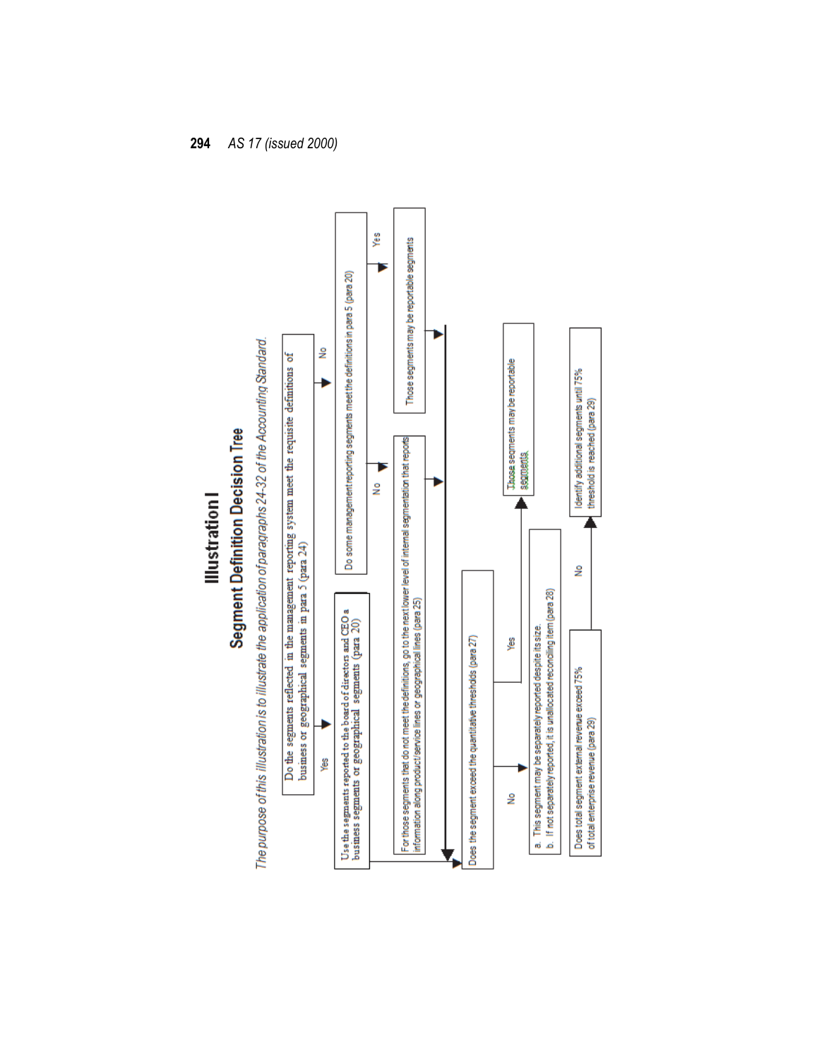# Illustration I

## Segment Definition Decision Tree

*The purpose of this illustration is to illustrate the application of paragraphs 24-32 of the Accounting Standard.*

Do the segments reflected in the management reporting system meet the requisite definitions of business or geographical segments in para 5 (para 24)

Yes

No

Use the segments reported to the board of directors and CEO a business segments or geographical segments (para 20)

Do some management reporting segments meet the definitions in para 5 (para 20)

No

Yes

For those segments that do not meet the definitions, go to the next lower level of internal segmentation that reports information along product/service lines or geographical lines (para 25)

Those segments may be reportable segments

Does the segment exceed the quantitative thresholds (para 27)

No

Yes

a. This segment may be separately reported despite its size.
b. If not separately reported, it is unallocated reconciling item (para 28)

Those segments may be reportable segments.

Does total segment external revenue exceed 75% of total enterprise revenue (para 29)

No

Identify additional segments until 75% threshold is reached (para 29)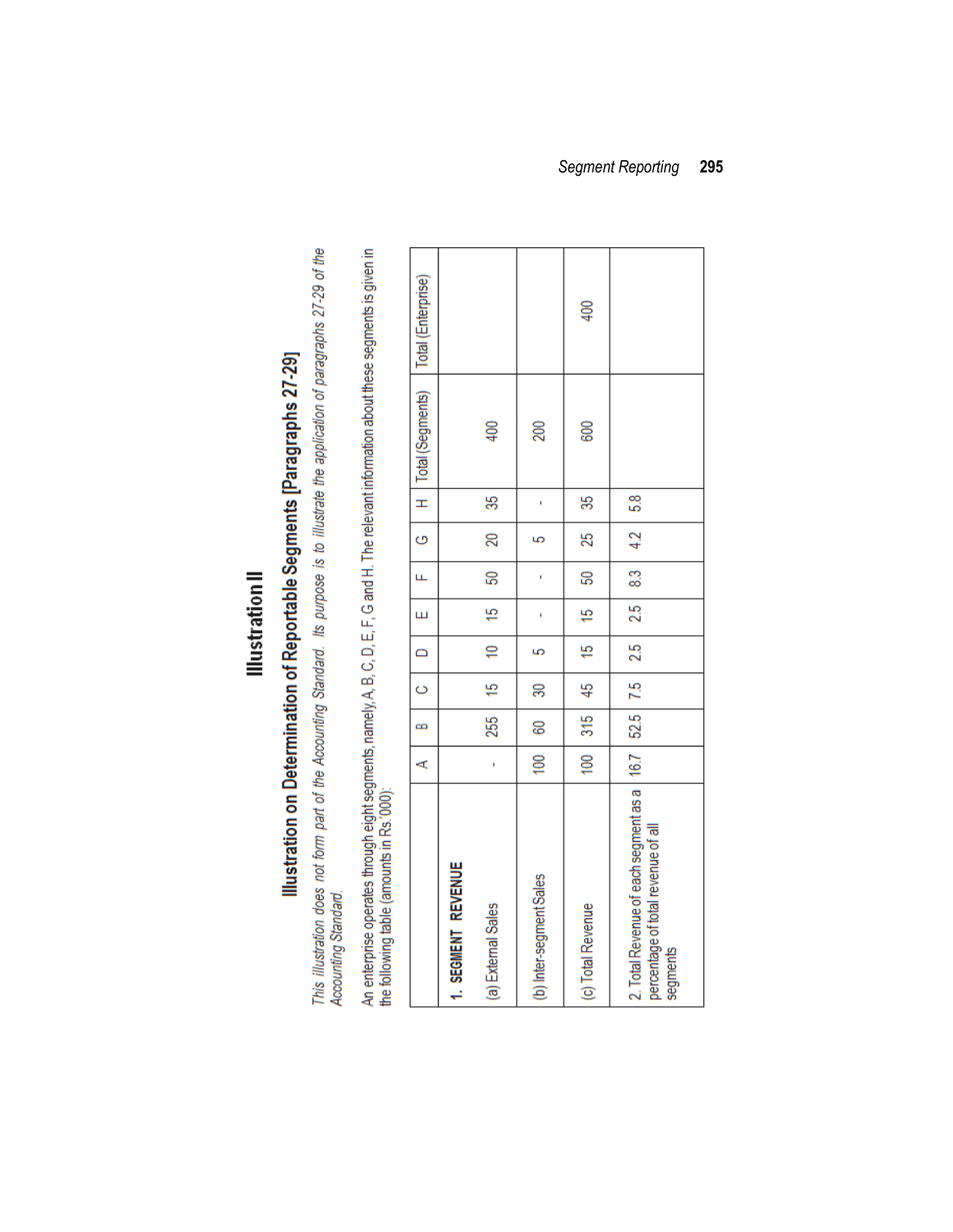# Illustration II

## Illustration on Determination of Reportable Segments [Paragraphs 27-29]

*This illustration does not form part of the Accounting Standard. Its purpose is to illustrate the application of paragraphs 27-29 of the Accounting Standard.*

An enterprise operates through eight segments, namely, A, B, C, D, E, F, G and H. The relevant information about these segments is given in the following table (amounts in Rs.'000):

| | A | B | C | D | E | F | G | H | Total (Segments) | Total (Enterprise) |
|---|---|---|---|---|---|---|---|---|---|---|
| **1. SEGMENT REVENUE** | | | | | | | | | | |
| (a) External Sales | - | 255 | 15 | 10 | 15 | 50 | 20 | 35 | 400 | |
| (b) Inter-segment Sales | 100 | 60 | 30 | 5 | - | - | 5 | - | 200 | |
| (c) Total Revenue | 100 | 315 | 45 | 15 | 15 | 50 | 25 | 35 | 600 | 400 |
| 2. Total Revenue of each segment as a percentage of total revenue of all segments | 16.7 | 52.5 | 7.5 | 2.5 | 2.5 | 8.3 | 4.2 | 5.8 | | |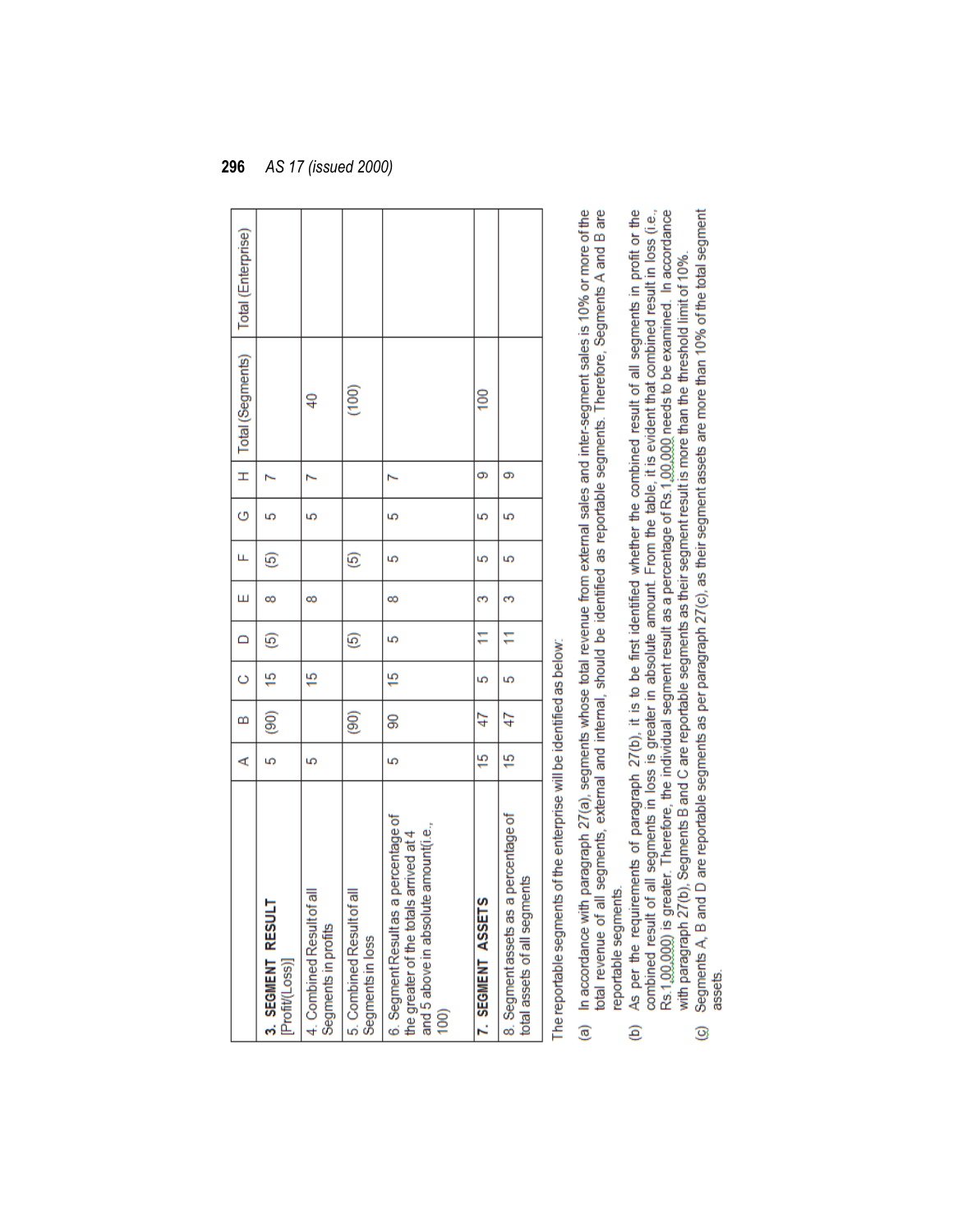| | A | B | C | D | E | F | G | H | Total (Segments) | Total (Enterprise) |
|---|---|---|---|---|---|---|---|---|---|---|
| **3. SEGMENT RESULT** [Profit/(Loss)] | 5 | (90) | 15 | (5) | 8 | (5) | 5 | 7 | | |
| 4. Combined Result of all Segments in profits | 5 | | 15 | | 8 | | 5 | 7 | 40 | |
| 5. Combined Result of all Segments in loss | | (90) | | (5) | | (5) | | | (100) | |
| 6. Segment Result as a percentage of the greater of the totals arrived at 4 and 5 above in absolute amount(i.e., 100) | 5 | 90 | 15 | 5 | 8 | 5 | 5 | 7 | | |
| **7. SEGMENT ASSETS** | 15 | 47 | 5 | 11 | 3 | 5 | 5 | 9 | 100 | |
| 8. Segment assets as a percentage of total assets of all segments | 15 | 47 | 5 | 11 | 3 | 5 | 5 | 9 | | |

The reportable segments of the enterprise will be identified as below:

(a) In accordance with paragraph 27(a), segments whose total revenue from external sales and inter-segment sales is 10% or more of the total revenue of all segments, external and internal, should be identified as reportable segments. Therefore, Segments A and B are reportable segments.

(b) As per the requirements of paragraph 27(b), it is to be first identified whether the combined result of all segments in profit or the combined result of all segments in loss is greater in absolute amount. From the table, it is evident that combined result in loss (i.e., Rs.1,00,000) is greater. Therefore, the individual segment result as a percentage of Rs.1,00,000 needs to be examined. In accordance with paragraph 27(b), Segments B and C are reportable segments as their segment result is more than the threshold limit of 10%.

(c) Segments A, B and D are reportable segments as per paragraph 27(c), as their segment assets are more than 10% of the total segment assets.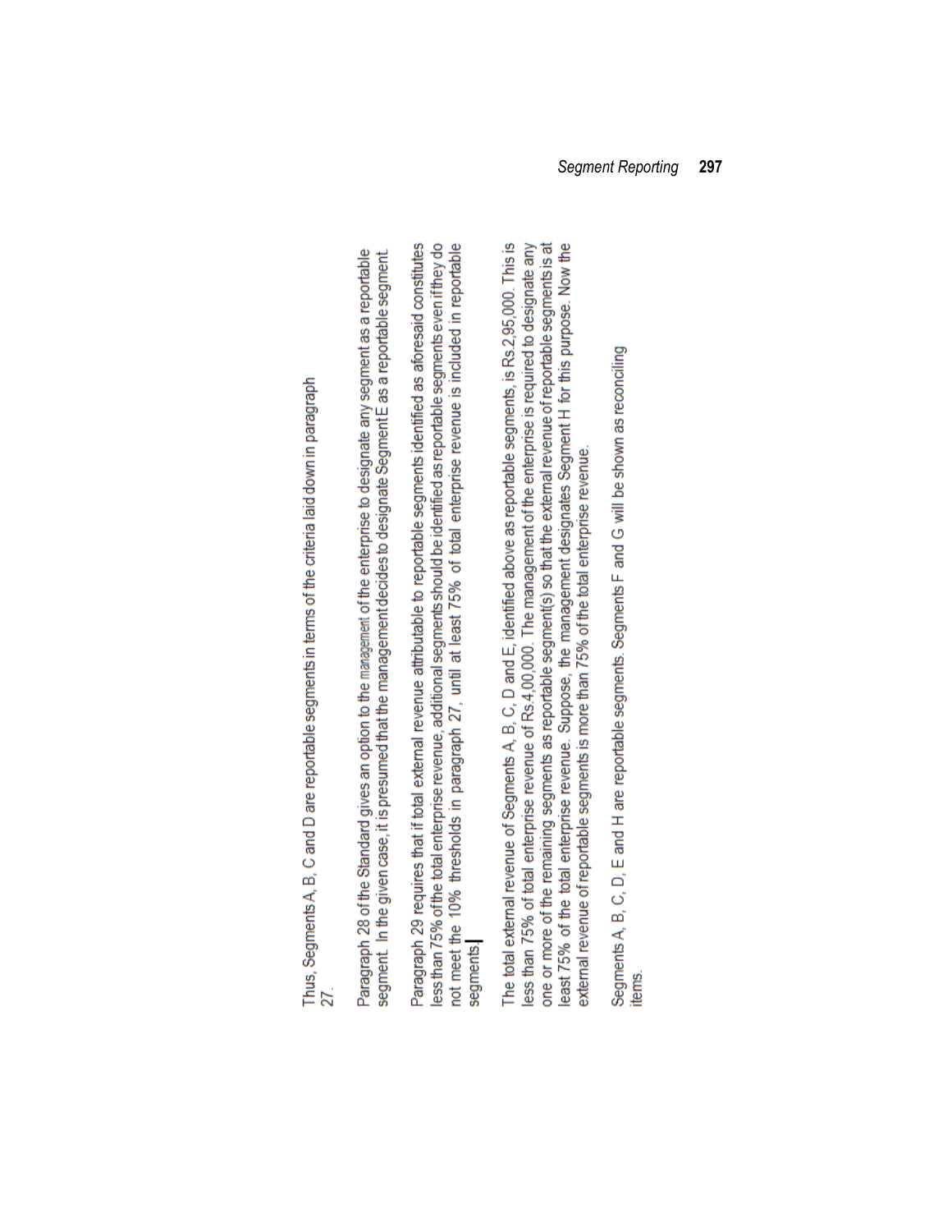Thus, Segments A, B, C and D are reportable segments in terms of the criteria laid down in paragraph 27.

Paragraph 28 of the Standard gives an option to the management of the enterprise to designate any segment as a reportable segment. In the given case, it is presumed that the management decides to designate Segment E as a reportable segment.

Paragraph 29 requires that if total external revenue attributable to reportable segments identified as aforesaid constitutes less than 75% of the total enterprise revenue, additional segments should be identified as reportable segments even if they do not meet the 10% thresholds in paragraph 27, until at least 75% of total enterprise revenue is included in reportable segments.

The total external revenue of Segments A, B, C, D and E, identified above as reportable segments, is Rs.2,95,000. This is less than 75% of total enterprise revenue of Rs.4,00,000. The management of the enterprise is required to designate any one or more of the remaining segments as reportable segment(s) so that the external revenue of reportable segments is at least 75% of the total enterprise revenue. Suppose, the management designates Segment H for this purpose. Now the external revenue of reportable segments is more than 75% of the total enterprise revenue.

Segments A, B, C, D, E and H are reportable segments. Segments F and G will be shown as reconciling items.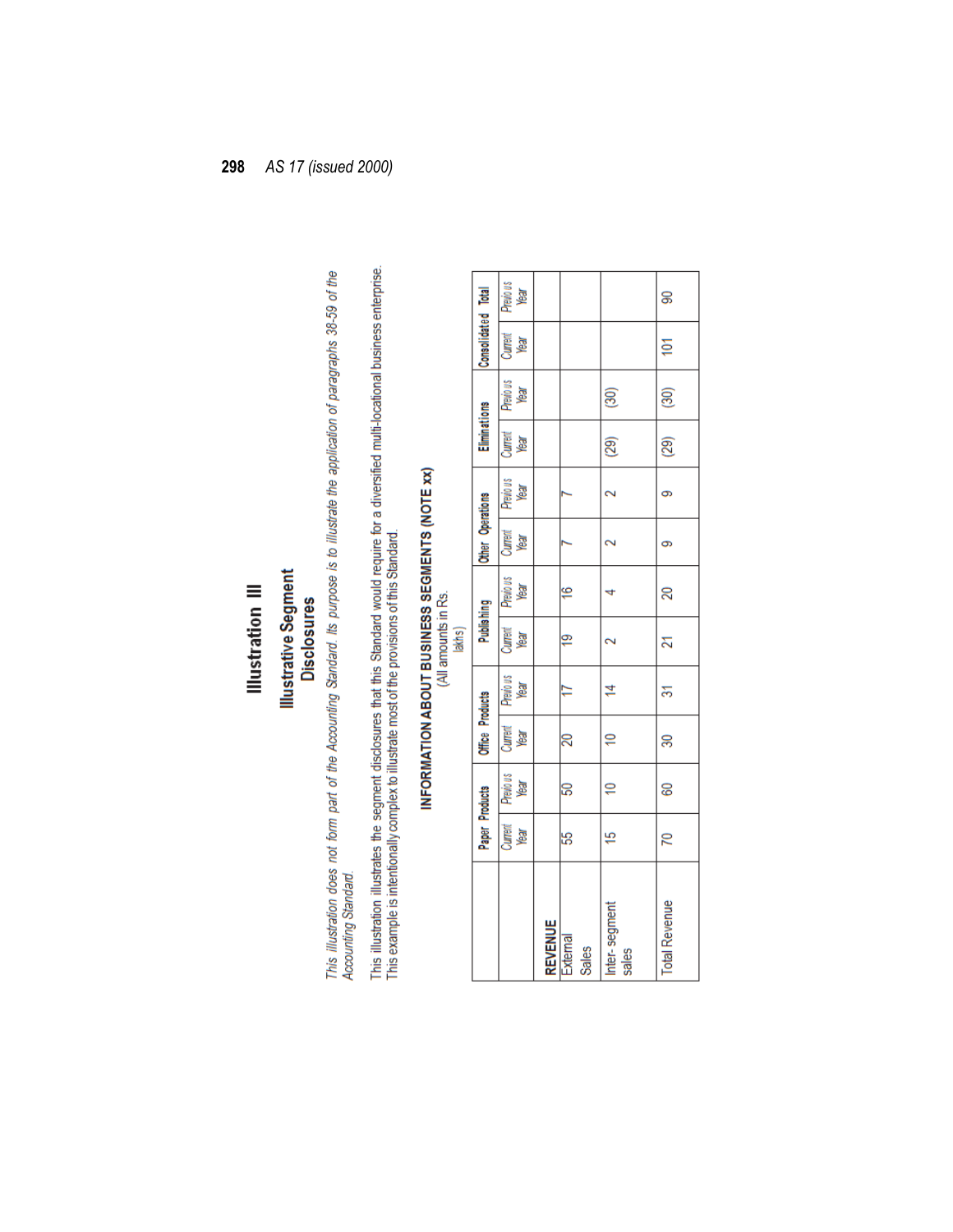# Illustration III

## Illustrative Segment Disclosures

*This illustration does not form part of the Accounting Standard. Its purpose is to illustrate the application of paragraphs 38-59 of the Accounting Standard.*

This illustration illustrates the segment disclosures that this Standard would require for a diversified multi-locational business enterprise. This example is intentionally complex to illustrate most of the provisions of this Standard.

### INFORMATION ABOUT BUSINESS SEGMENTS (NOTE xx)

(All amounts in Rs. lakhs)

| | Paper Products | | Office Products | | Publishing | | Other Operations | | Eliminations | | Consolidated Total | |
|---|---|---|---|---|---|---|---|---|---|---|---|---|
| | Current Year | Previous Year | Current Year | Previous Year | Current Year | Previous Year | Current Year | Previous Year | Current Year | Previous Year | Current Year | Previous Year |
| **REVENUE** | | | | | | | | | | | | |
| External Sales | 55 | 50 | 20 | 17 | 19 | 16 | 7 | 7 | | | | |
| Inter- segment sales | 15 | 10 | 10 | 14 | 2 | 4 | 2 | 2 | (29) | (30) | | |
| Total Revenue | 70 | 60 | 30 | 31 | 21 | 20 | 9 | 9 | (29) | (30) | 101 | 90 |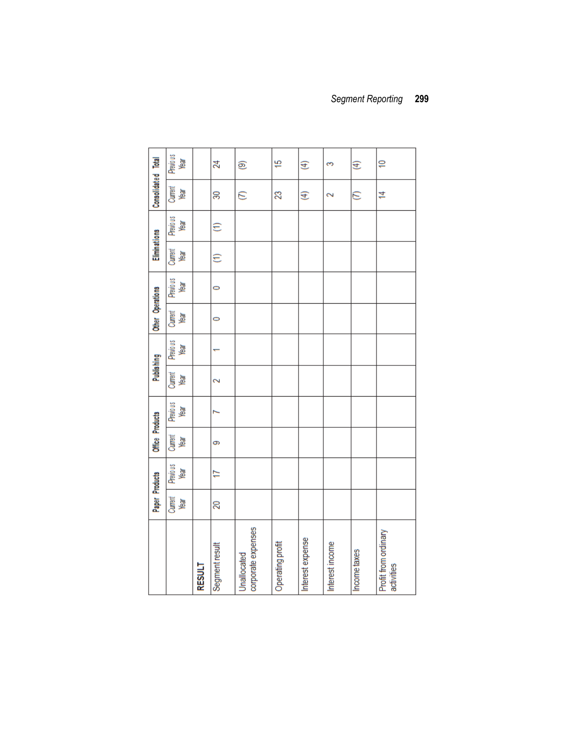| | Paper Products | | Office Products | | Publishing | | Other Operations | | Eliminations | | Consolidated Total | |
|---|---|---|---|---|---|---|---|---|---|---|---|---|
| | Current Year | Previous Year | Current Year | Previous Year | Current Year | Previous Year | Current Year | Previous Year | Current Year | Previous Year | Current Year | Previous Year |
| **RESULT** | | | | | | | | | | | | |
| Segment result | 20 | 17 | 9 | 7 | 2 | 1 | 0 | 0 | (1) | (1) | 30 | 24 |
| Unallocated corporate expenses | | | | | | | | | | | (7) | (9) |
| Operating profit | | | | | | | | | | | 23 | 15 |
| Interest expense | | | | | | | | | | | (4) | (4) |
| Interest income | | | | | | | | | | | 2 | 3 |
| Income taxes | | | | | | | | | | | (7) | (4) |
| Profit from ordinary activities | | | | | | | | | | | 14 | 10 |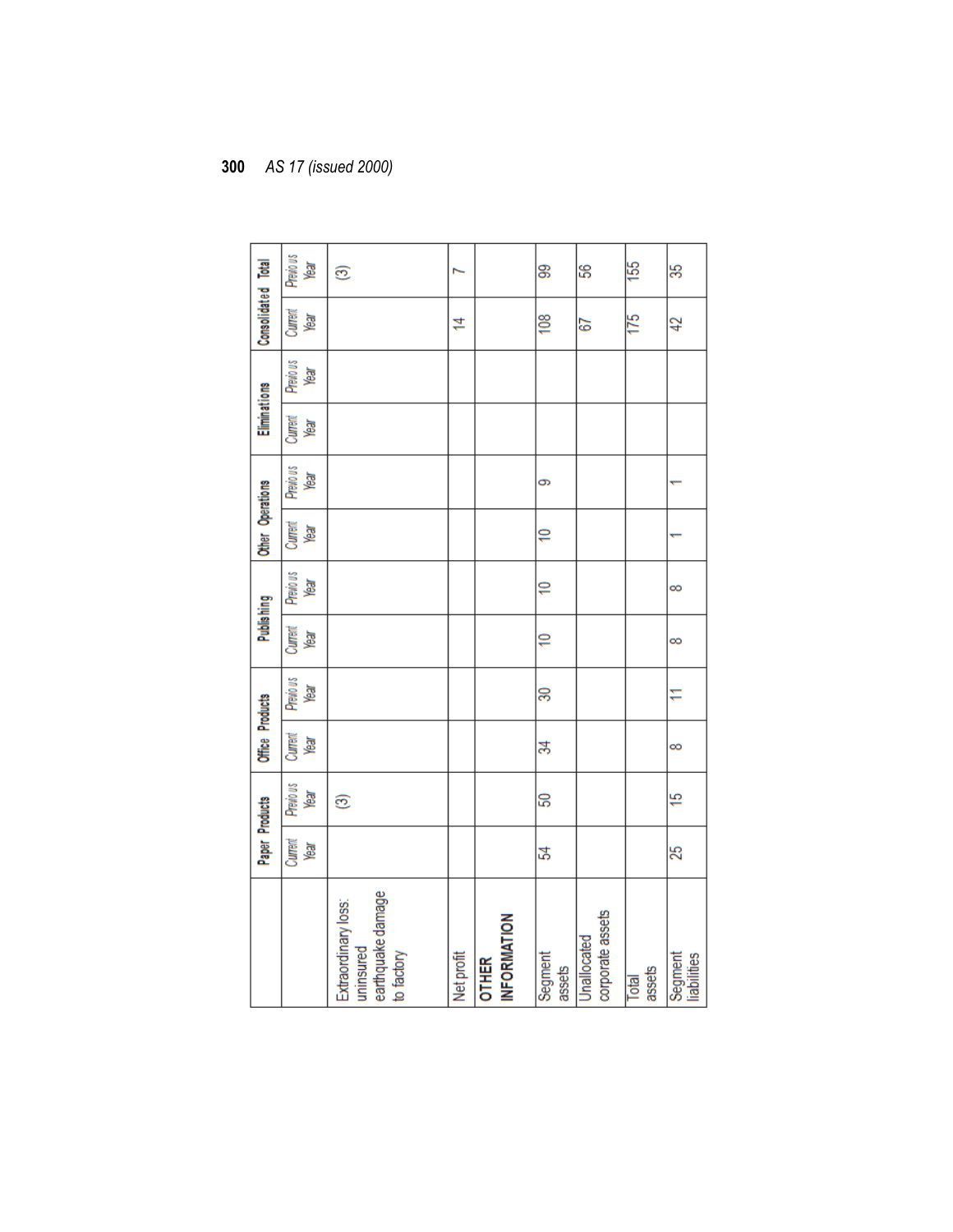| | Paper Products | | Office Products | | Publishing | | Other Operations | | Eliminations | | Consolidated Total | |
|---|---|---|---|---|---|---|---|---|---|---|---|---|
| | Current Year | Previous Year | Current Year | Previous Year | Current Year | Previous Year | Current Year | Previous Year | Current Year | Previous Year | Current Year | Previous Year |
| Extraordinary loss: uninsured earthquake damage to factory | | (3) | | | | | | | | | | (3) |
| Net profit | | | | | | | | | | | 14 | 7 |
| **OTHER INFORMATION** | | | | | | | | | | | | |
| Segment assets | 54 | 50 | 34 | 30 | 10 | 10 | 10 | 9 | | | 108 | 99 |
| Unallocated corporate assets | | | | | | | | | | | 67 | 56 |
| Total assets | | | | | | | | | | | 175 | 155 |
| Segment liabilities | 25 | 15 | 8 | 11 | 8 | 8 | 1 | 1 | | | 42 | 35 |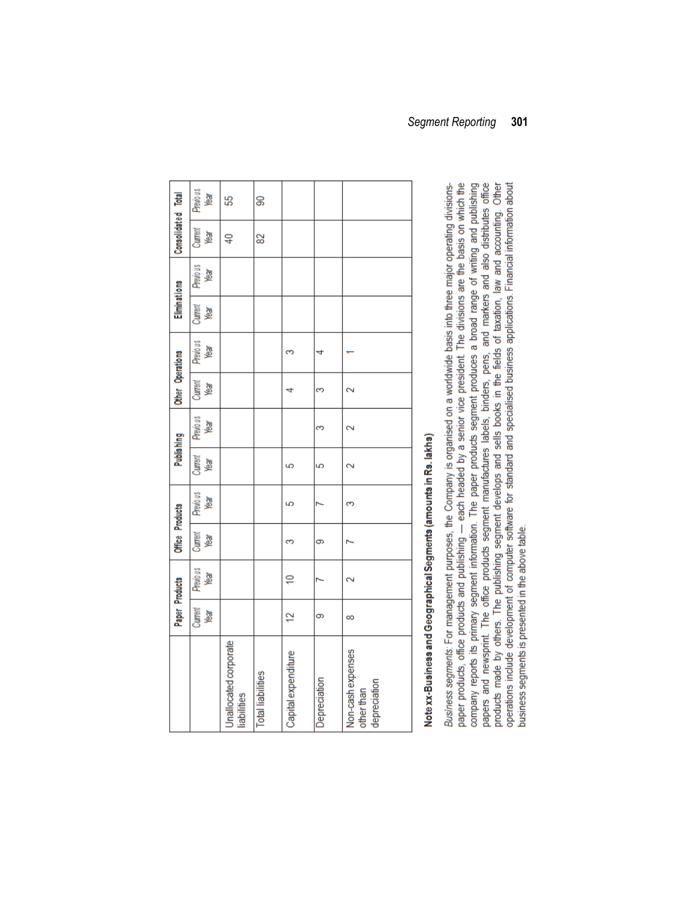| | Paper Products | | Office Products | | Publishing | | Other Operations | | Eliminations | | Consolidated Total | |
|---|---|---|---|---|---|---|---|---|---|---|---|---|
| | Current Year | Previous Year | Current Year | Previous Year | Current Year | Previous Year | Current Year | Previous Year | Current Year | Previous Year | Current Year | Previous Year |
| Unallocated corporate liabilities | | | | | | | | | | | 40 | 55 |
| Total liabilities | | | | | | | | | | | 82 | 90 |
| Capital expenditure | 12 | 10 | 3 | 5 | 5 | | 4 | 3 | | | | |
| Depreciation | 9 | 7 | 9 | 7 | 5 | 3 | 3 | 4 | | | | |
| Non-cash expenses other than depreciation | 8 | 2 | 7 | 3 | 2 | 2 | 2 | 1 | | | | |

**Note xx-Business and Geographical Segments (amounts in Rs. lakhs)**

*Business segments*: For management purposes, the Company is organised on a worldwide basis into three major operating divisions-paper products, office products and publishing — each headed by a senior vice president. The divisions are the basis on which the company reports its primary segment information. The paper products segment produces a broad range of writing and publishing papers and newsprint. The office products segment manufactures labels, binders, pens, and markers and also distributes office products made by others. The publishing segment develops and sells books in the fields of taxation, law and accounting. Other operations include development of computer software for standard and specialised business applications. Financial information about business segments is presented in the above table.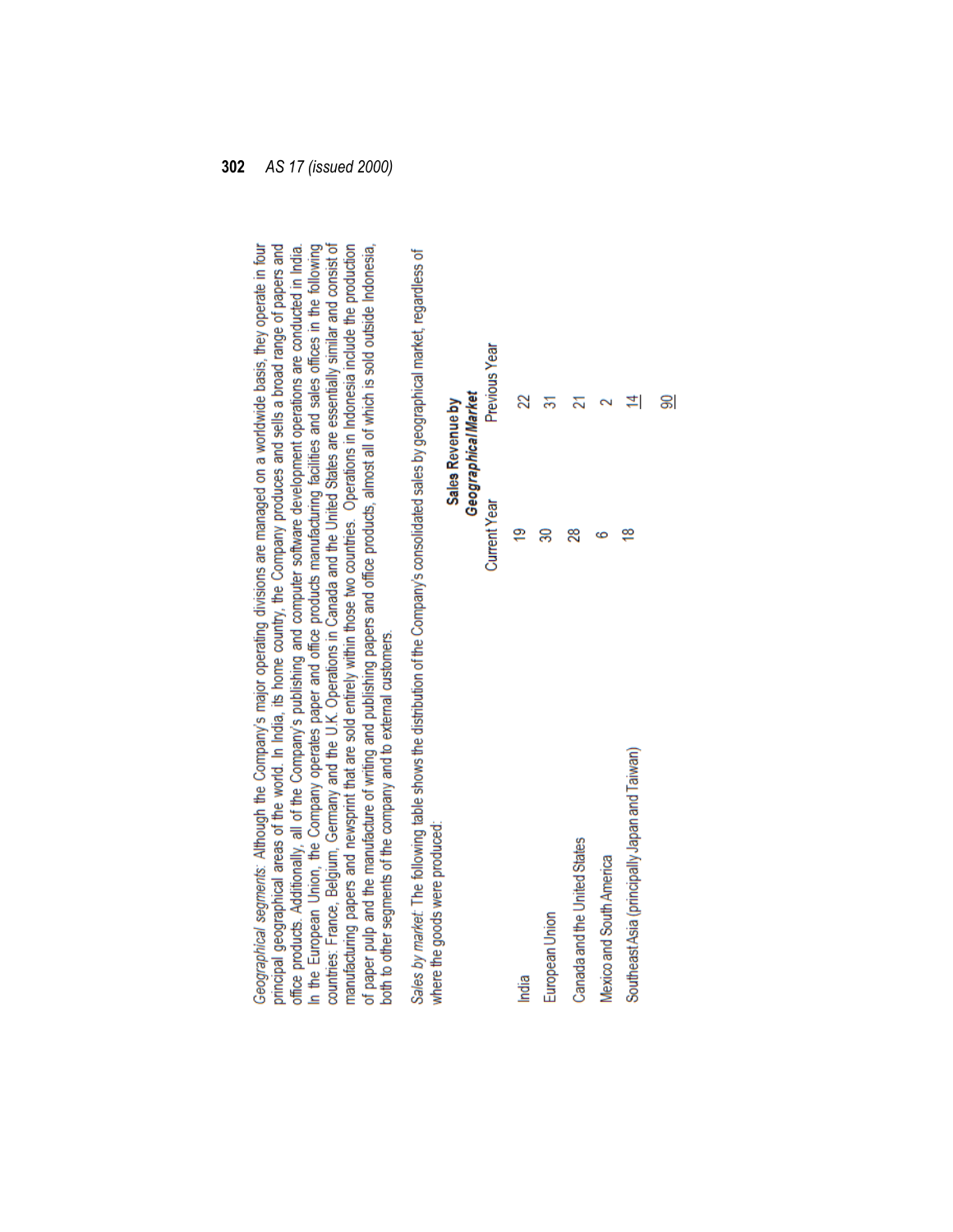*Geographical segments*: Although the Company's major operating divisions are managed on a worldwide basis, they operate in four principal geographical areas of the world. In India, its home country, the Company produces and sells a broad range of papers and office products. Additionally, all of the Company's publishing and computer software development operations are conducted in India. In the European Union, the Company operates paper and office products manufacturing facilities and sales offices in the following countries: France, Belgium, Germany and the U.K. Operations in Canada and the United States are essentially similar and consist of manufacturing papers and newsprint that are sold entirely within those two countries. Operations in Indonesia include the production of paper pulp and the manufacture of writing and publishing papers and office products, almost all of which is sold outside Indonesia, both to other segments of the company and to external customers.

*Sales by market*: The following table shows the distribution of the Company's consolidated sales by geographical market, regardless of where the goods were produced:

| | Sales Revenue by Geographical Market | |
|---|---|---|
| | Current Year | Previous Year |
| India | 19 | 22 |
| European Union | 30 | 31 |
| Canada and the United States | 28 | 21 |
| Mexico and South America | 6 | 2 |
| Southeast Asia (principally Japan and Taiwan) | 18 | 14 |
| | | 90 |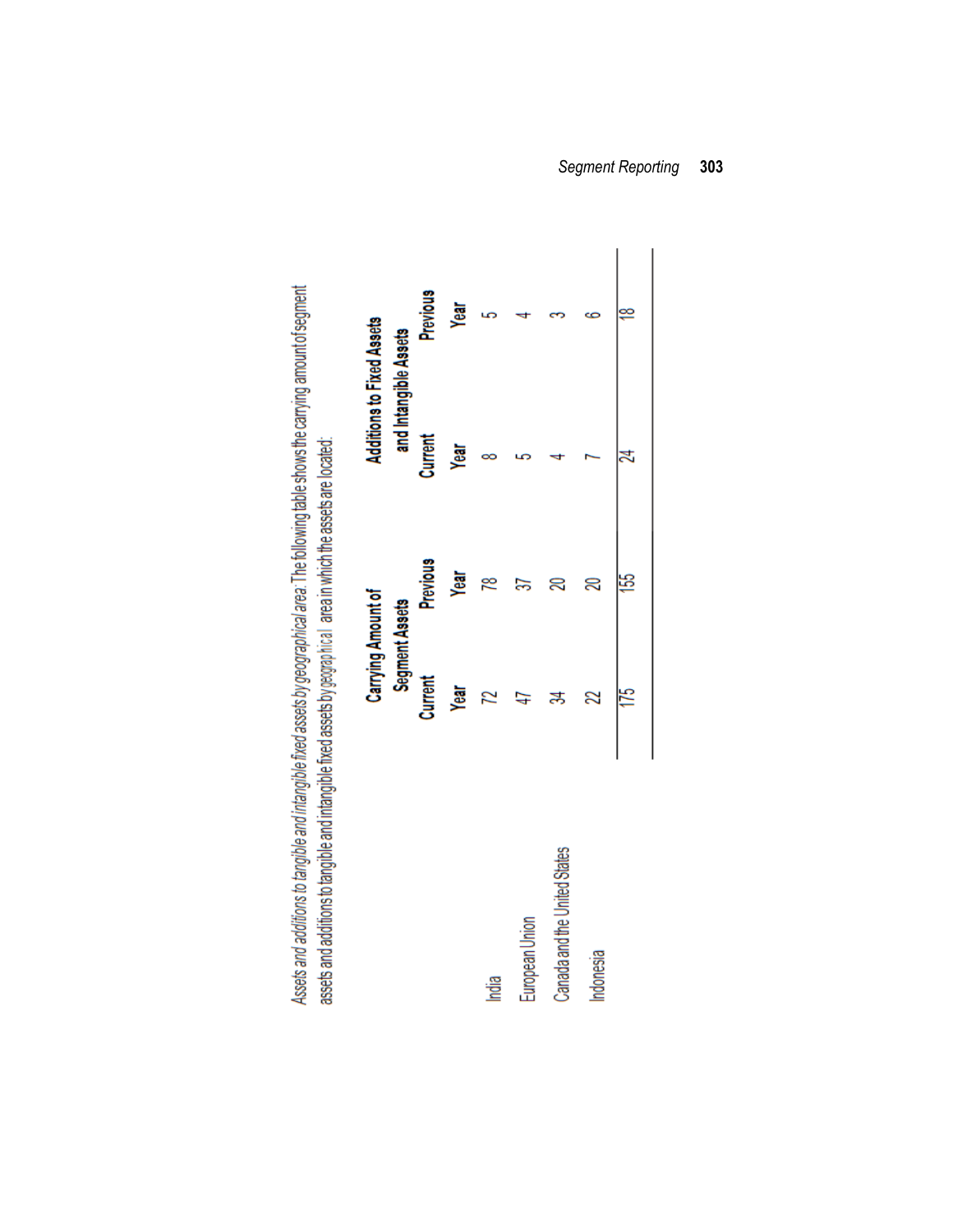*Assets and additions to tangible and intangible fixed assets by geographical area*: The following table shows the carrying amount of segment assets and additions to tangible and intangible fixed assets by geographical area in which the assets are located:

| | Carrying Amount of Segment Assets | | Additions to Fixed Assets and Intangible Assets | |
|---|---|---|---|---|
| | Current Year | Previous Year | Current Year | Previous Year |
| India | 72 | 78 | 8 | 5 |
| European Union | 47 | 37 | 5 | 4 |
| Canada and the United States | 34 | 20 | 4 | 3 |
| Indonesia | 22 | 20 | 7 | 6 |
| | 175 | 155 | 24 | 18 |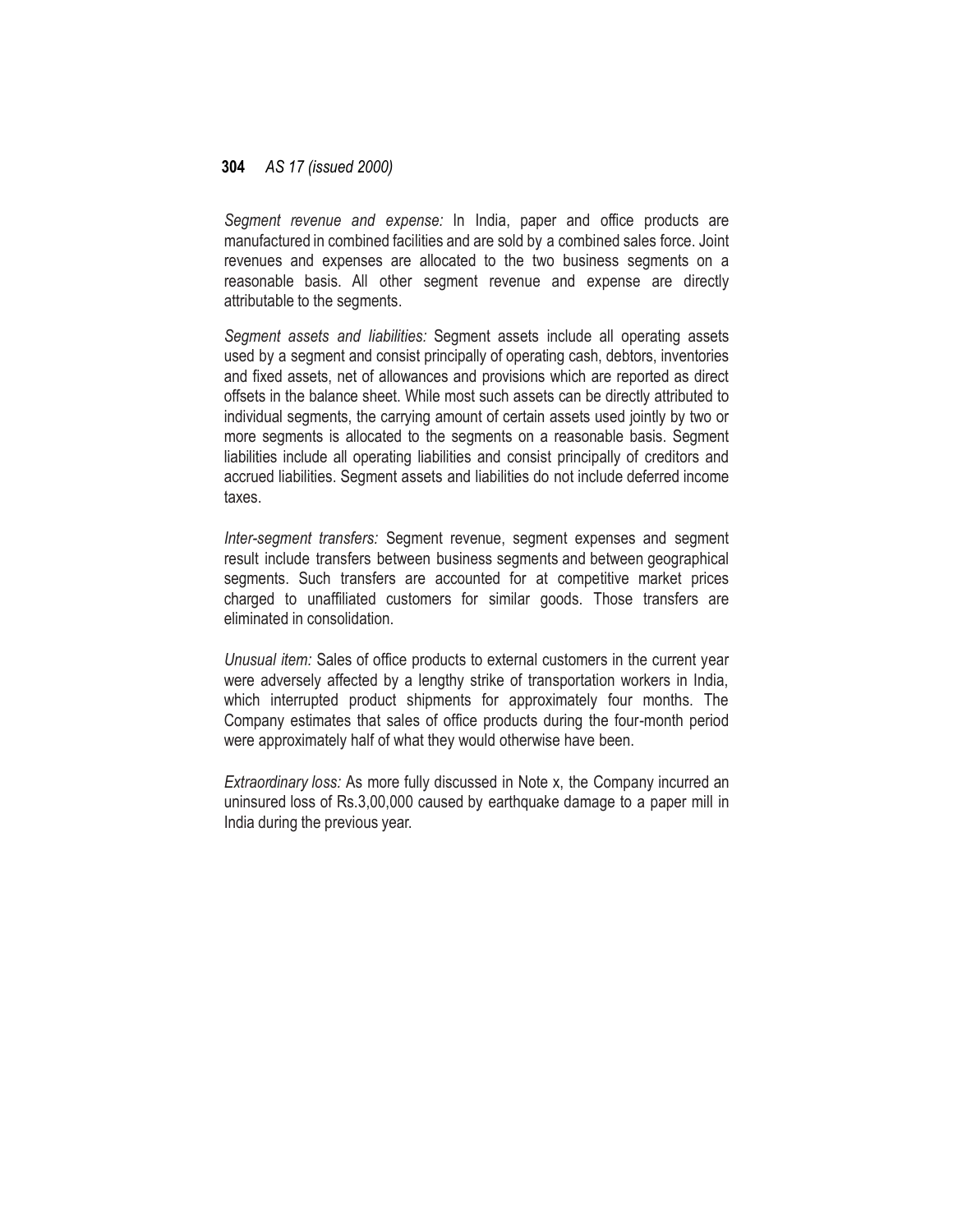*Segment revenue and expense:* In India, paper and office products are manufactured in combined facilities and are sold by a combined sales force. Joint revenues and expenses are allocated to the two business segments on a reasonable basis. All other segment revenue and expense are directly attributable to the segments.

*Segment assets and liabilities:* Segment assets include all operating assets used by a segment and consist principally of operating cash, debtors, inventories and fixed assets, net of allowances and provisions which are reported as direct offsets in the balance sheet. While most such assets can be directly attributed to individual segments, the carrying amount of certain assets used jointly by two or more segments is allocated to the segments on a reasonable basis. Segment liabilities include all operating liabilities and consist principally of creditors and accrued liabilities. Segment assets and liabilities do not include deferred income taxes.

*Inter-segment transfers:* Segment revenue, segment expenses and segment result include transfers between business segments and between geographical segments. Such transfers are accounted for at competitive market prices charged to unaffiliated customers for similar goods. Those transfers are eliminated in consolidation.

*Unusual item:* Sales of office products to external customers in the current year were adversely affected by a lengthy strike of transportation workers in India, which interrupted product shipments for approximately four months. The Company estimates that sales of office products during the four-month period were approximately half of what they would otherwise have been.

*Extraordinary loss:* As more fully discussed in Note x, the Company incurred an uninsured loss of Rs.3,00,000 caused by earthquake damage to a paper mill in India during the previous year.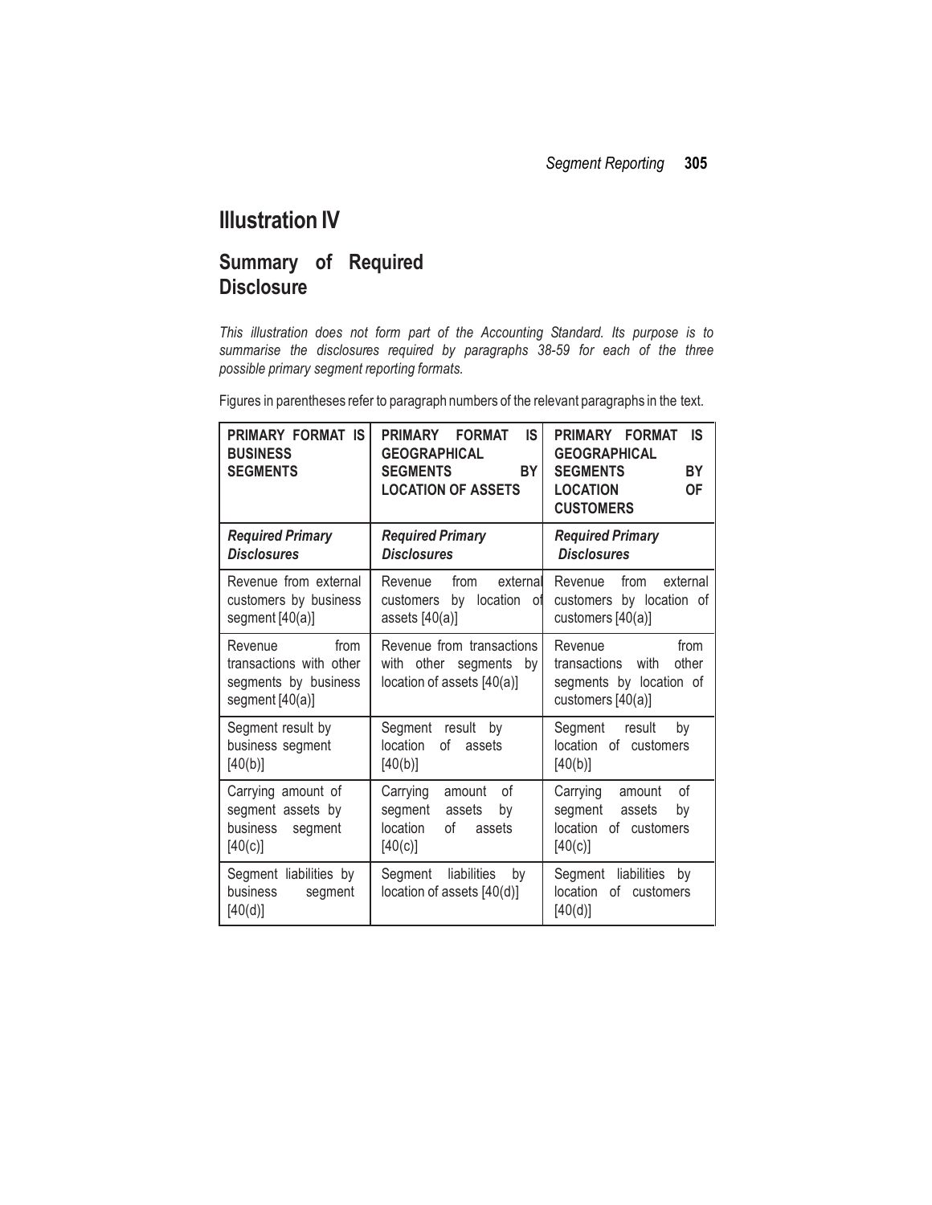# Illustration IV

## Summary of Required Disclosure

*This illustration does not form part of the Accounting Standard. Its purpose is to summarise the disclosures required by paragraphs 38-59 for each of the three possible primary segment reporting formats.*

Figures in parentheses refer to paragraph numbers of the relevant paragraphs in the text.

| PRIMARY FORMAT IS BUSINESS SEGMENTS | PRIMARY FORMAT IS GEOGRAPHICAL SEGMENTS BY LOCATION OF ASSETS | PRIMARY FORMAT IS GEOGRAPHICAL SEGMENTS BY LOCATION OF CUSTOMERS |
|---|---|---|
| ***Required Primary Disclosures*** | ***Required Primary Disclosures*** | ***Required Primary Disclosures*** |
| Revenue from external customers by business segment [40(a)] | Revenue from external customers by location of assets [40(a)] | Revenue from external customers by location of customers [40(a)] |
| Revenue from transactions with other segments by business segment [40(a)] | Revenue from transactions with other segments by location of assets [40(a)] | Revenue from transactions with other segments by location of customers [40(a)] |
| Segment result by business segment [40(b)] | Segment result by location of assets [40(b)] | Segment result by location of customers [40(b)] |
| Carrying amount of segment assets by business segment [40(c)] | Carrying amount of segment assets by location of assets [40(c)] | Carrying amount of segment assets by location of customers [40(c)] |
| Segment liabilities by business segment [40(d)] | Segment liabilities by location of assets [40(d)] | Segment liabilities by location of customers [40(d)] |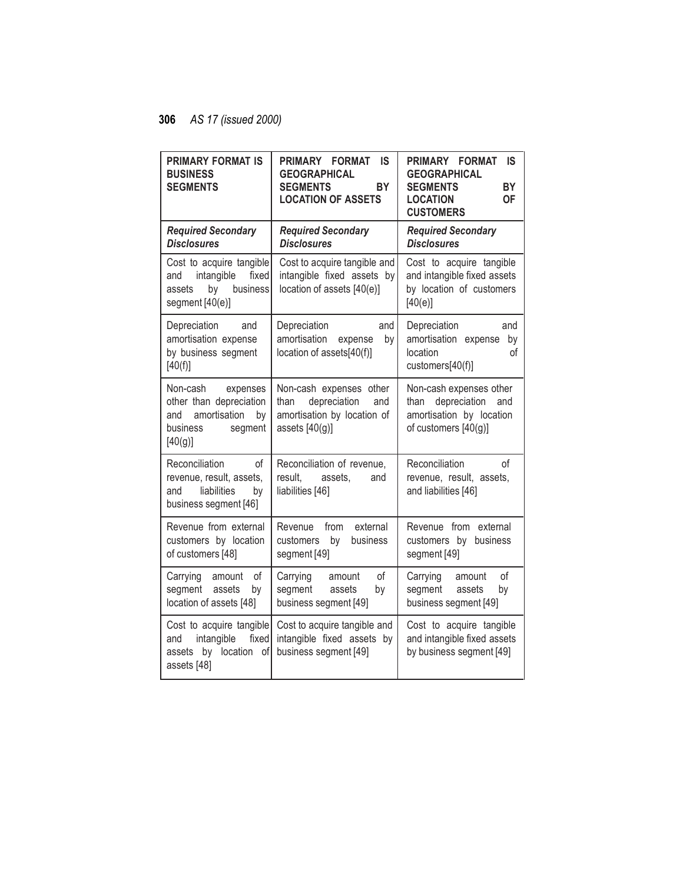| PRIMARY FORMAT IS BUSINESS SEGMENTS | PRIMARY FORMAT IS GEOGRAPHICAL SEGMENTS BY LOCATION OF ASSETS | PRIMARY FORMAT IS GEOGRAPHICAL SEGMENTS BY LOCATION OF CUSTOMERS |
|---|---|---|
| ***Required Secondary Disclosures*** | ***Required Secondary Disclosures*** | ***Required Secondary Disclosures*** |
| Cost to acquire tangible and intangible fixed assets by business segment [40(e)] | Cost to acquire tangible and intangible fixed assets by location of assets [40(e)] | Cost to acquire tangible and intangible fixed assets by location of customers [40(e)] |
| Depreciation and amortisation expense by business segment [40(f)] | Depreciation and amortisation expense by location of assets[40(f)] | Depreciation and amortisation expense by location of customers[40(f)] |
| Non-cash expenses other than depreciation and amortisation by business segment [40(g)] | Non-cash expenses other than depreciation and amortisation by location of assets [40(g)] | Non-cash expenses other than depreciation and amortisation by location of customers [40(g)] |
| Reconciliation of revenue, result, assets, and liabilities by business segment [46] | Reconciliation of revenue, result, assets, and liabilities [46] | Reconciliation of revenue, result, assets, and liabilities [46] |
| Revenue from external customers by location of customers [48] | Revenue from external customers by business segment [49] | Revenue from external customers by business segment [49] |
| Carrying amount of segment assets by location of assets [48] | Carrying amount of segment assets by business segment [49] | Carrying amount of segment assets by business segment [49] |
| Cost to acquire tangible and intangible fixed assets by location of assets [48] | Cost to acquire tangible and intangible fixed assets by business segment [49] | Cost to acquire tangible and intangible fixed assets by business segment [49] |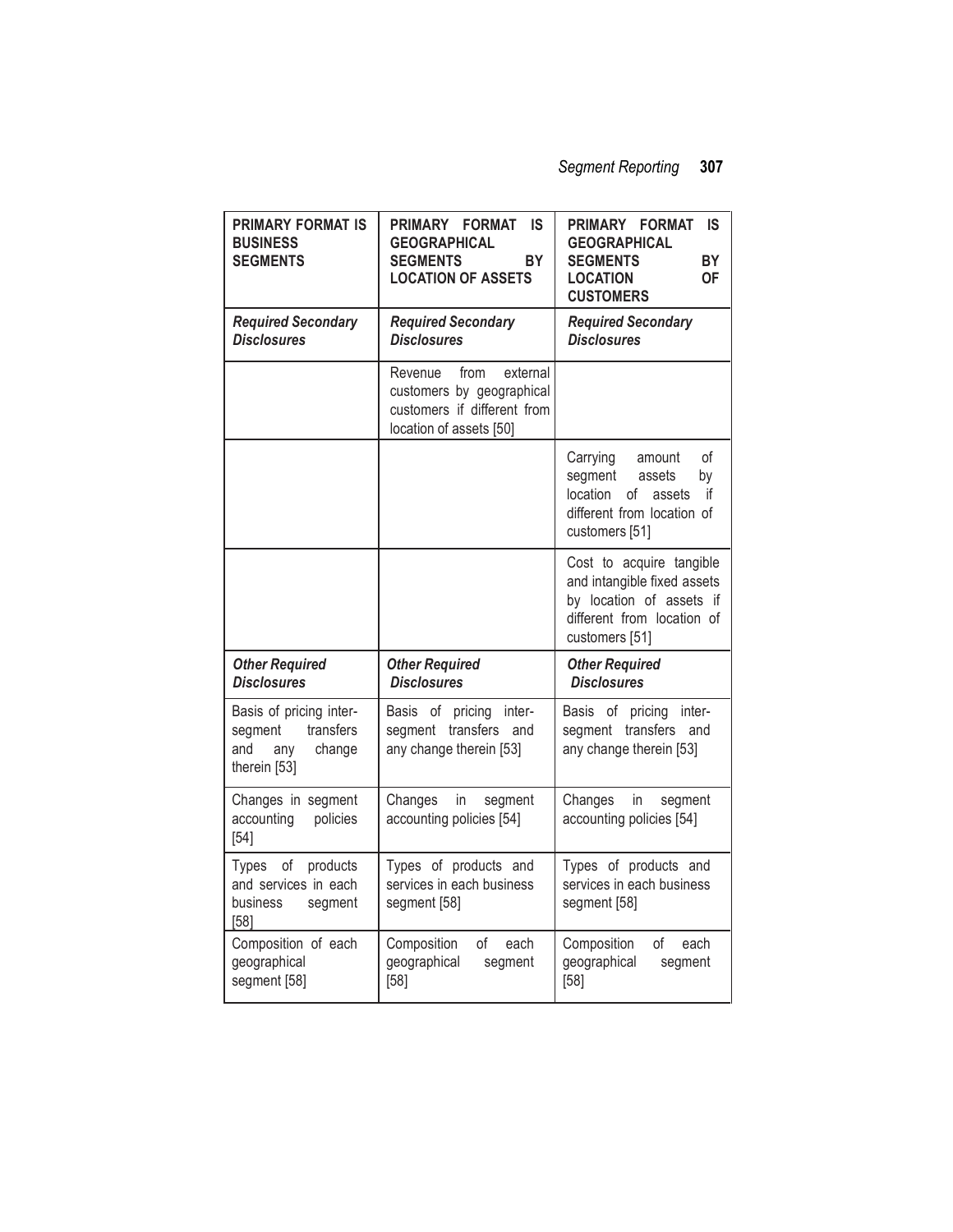| PRIMARY FORMAT IS BUSINESS SEGMENTS | PRIMARY FORMAT IS GEOGRAPHICAL SEGMENTS BY LOCATION OF ASSETS | PRIMARY FORMAT IS GEOGRAPHICAL SEGMENTS BY LOCATION OF CUSTOMERS |
|---|---|---|
| ***Required Secondary Disclosures*** | ***Required Secondary Disclosures*** | ***Required Secondary Disclosures*** |
| | Revenue from external customers by geographical customers if different from location of assets [50] | |
| | | Carrying amount of segment assets by location of assets if different from location of customers [51] |
| | | Cost to acquire tangible and intangible fixed assets by location of assets if different from location of customers [51] |
| ***Other Required Disclosures*** | ***Other Required Disclosures*** | ***Other Required Disclosures*** |
| Basis of pricing inter-segment transfers and any change therein [53] | Basis of pricing inter-segment transfers and any change therein [53] | Basis of pricing inter-segment transfers and any change therein [53] |
| Changes in segment accounting policies [54] | Changes in segment accounting policies [54] | Changes in segment accounting policies [54] |
| Types of products and services in each business segment [58] | Types of products and services in each business segment [58] | Types of products and services in each business segment [58] |
| Composition of each geographical segment [58] | Composition of each geographical segment [58] | Composition of each geographical segment [58] |